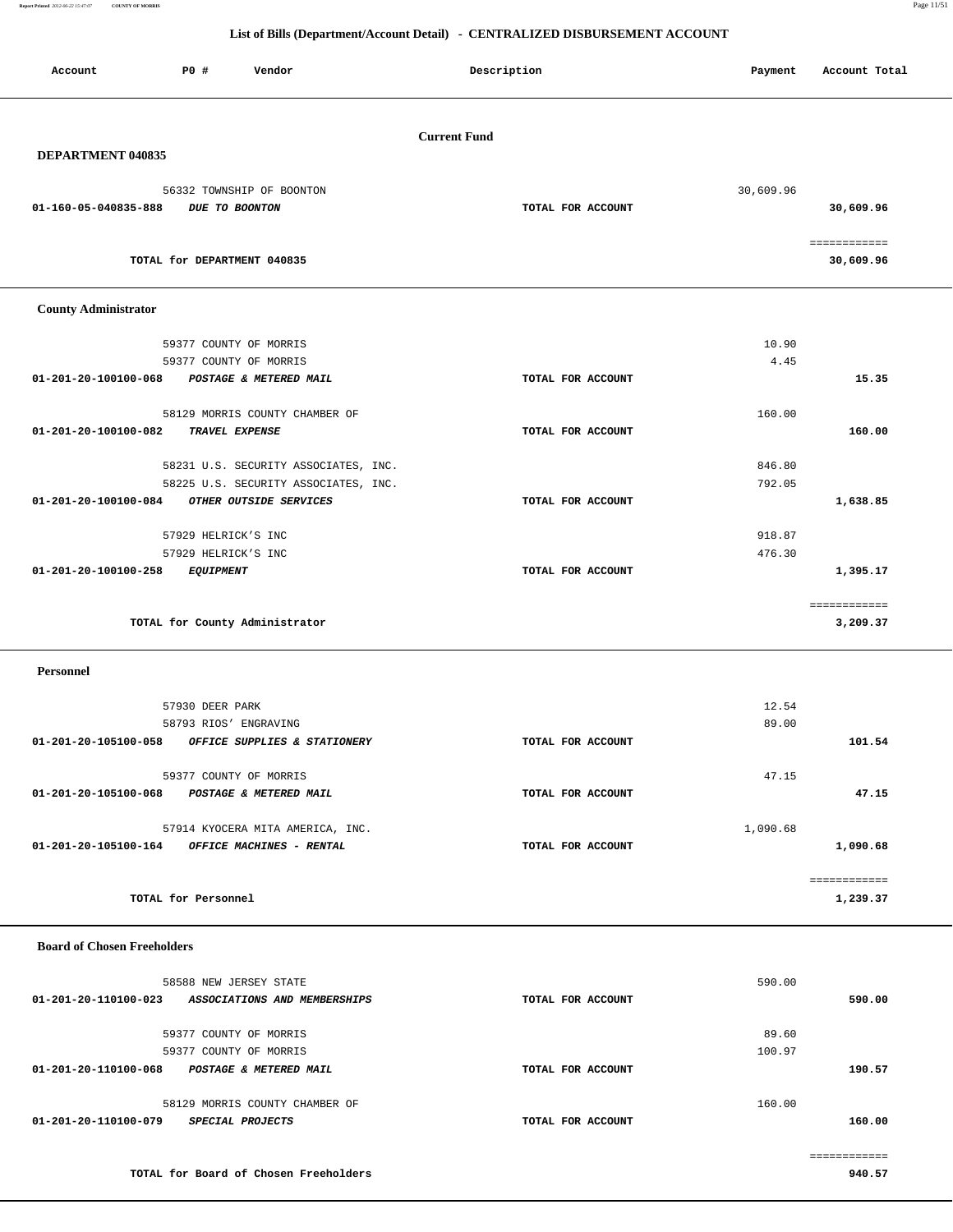# List of Bills (Department/Account Detail) - CENTRALIZED DISBURSEMENT ACCOUNT

| Account | PO # | Vendor | Description | Payment | Account Total |
|---|---|---|---|---|---|

## Current Fund

### DEPARTMENT 040835

| Account | PO # | Vendor | Description | Payment | Account Total |
|---|---|---|---|---|---|
| | 56332 | TOWNSHIP OF BOONTON | | 30,609.96 | |
| 01-160-05-040835-888 | | *DUE TO BOONTON* | TOTAL FOR ACCOUNT | | 30,609.96 |
| | | | | | ============ |
| | | TOTAL for DEPARTMENT 040835 | | | 30,609.96 |

### County Administrator

| Account | PO # | Vendor | Description | Payment | Account Total |
|---|---|---|---|---|---|
| | 59377 | COUNTY OF MORRIS | | 10.90 | |
| | 59377 | COUNTY OF MORRIS | | 4.45 | |
| 01-201-20-100100-068 | | *POSTAGE & METERED MAIL* | TOTAL FOR ACCOUNT | | 15.35 |
| | 58129 | MORRIS COUNTY CHAMBER OF | | 160.00 | |
| 01-201-20-100100-082 | | *TRAVEL EXPENSE* | TOTAL FOR ACCOUNT | | 160.00 |
| | 58231 | U.S. SECURITY ASSOCIATES, INC. | | 846.80 | |
| | 58225 | U.S. SECURITY ASSOCIATES, INC. | | 792.05 | |
| 01-201-20-100100-084 | | *OTHER OUTSIDE SERVICES* | TOTAL FOR ACCOUNT | | 1,638.85 |
| | 57929 | HELRICK'S INC | | 918.87 | |
| | 57929 | HELRICK'S INC | | 476.30 | |
| 01-201-20-100100-258 | | *EQUIPMENT* | TOTAL FOR ACCOUNT | | 1,395.17 |
| | | | | | ============ |
| | | TOTAL for County Administrator | | | 3,209.37 |

### Personnel

| Account | PO # | Vendor | Description | Payment | Account Total |
|---|---|---|---|---|---|
| | 57930 | DEER PARK | | 12.54 | |
| | 58793 | RIOS' ENGRAVING | | 89.00 | |
| 01-201-20-105100-058 | | *OFFICE SUPPLIES & STATIONERY* | TOTAL FOR ACCOUNT | | 101.54 |
| | 59377 | COUNTY OF MORRIS | | 47.15 | |
| 01-201-20-105100-068 | | *POSTAGE & METERED MAIL* | TOTAL FOR ACCOUNT | | 47.15 |
| | 57914 | KYOCERA MITA AMERICA, INC. | | 1,090.68 | |
| 01-201-20-105100-164 | | *OFFICE MACHINES - RENTAL* | TOTAL FOR ACCOUNT | | 1,090.68 |
| | | | | | ============ |
| | | TOTAL for Personnel | | | 1,239.37 |

### Board of Chosen Freeholders

| Account | PO # | Vendor | Description | Payment | Account Total |
|---|---|---|---|---|---|
| | 58588 | NEW JERSEY STATE | | 590.00 | |
| 01-201-20-110100-023 | | *ASSOCIATIONS AND MEMBERSHIPS* | TOTAL FOR ACCOUNT | | 590.00 |
| | 59377 | COUNTY OF MORRIS | | 89.60 | |
| | 59377 | COUNTY OF MORRIS | | 100.97 | |
| 01-201-20-110100-068 | | *POSTAGE & METERED MAIL* | TOTAL FOR ACCOUNT | | 190.57 |
| | 58129 | MORRIS COUNTY CHAMBER OF | | 160.00 | |
| 01-201-20-110100-079 | | *SPECIAL PROJECTS* | TOTAL FOR ACCOUNT | | 160.00 |
| | | | | | ============ |
| | | TOTAL for Board of Chosen Freeholders | | | 940.57 |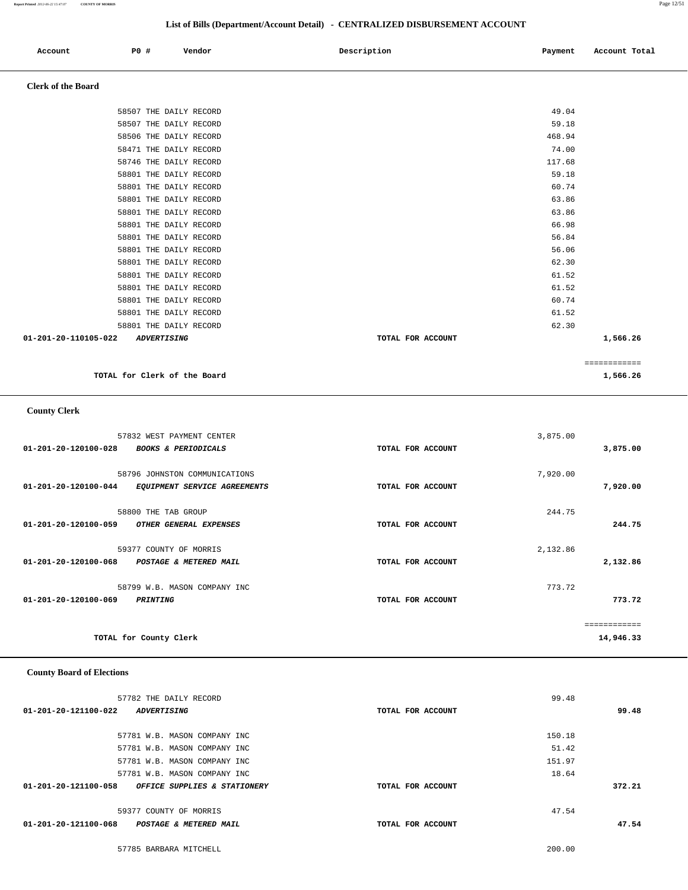## List of Bills (Department/Account Detail) - CENTRALIZED DISBURSEMENT ACCOUNT

| Account | PO # | Vendor | Description | Payment | Account Total |
|---|---|---|---|---|---|

### Clerk of the Board

| Account | PO # | Vendor | Description | Payment | Account Total |
|---|---|---|---|---|---|
| | 58507 | THE DAILY RECORD | | 49.04 | |
| | 58507 | THE DAILY RECORD | | 59.18 | |
| | 58506 | THE DAILY RECORD | | 468.94 | |
| | 58471 | THE DAILY RECORD | | 74.00 | |
| | 58746 | THE DAILY RECORD | | 117.68 | |
| | 58801 | THE DAILY RECORD | | 59.18 | |
| | 58801 | THE DAILY RECORD | | 60.74 | |
| | 58801 | THE DAILY RECORD | | 63.86 | |
| | 58801 | THE DAILY RECORD | | 63.86 | |
| | 58801 | THE DAILY RECORD | | 66.98 | |
| | 58801 | THE DAILY RECORD | | 56.84 | |
| | 58801 | THE DAILY RECORD | | 56.06 | |
| | 58801 | THE DAILY RECORD | | 62.30 | |
| | 58801 | THE DAILY RECORD | | 61.52 | |
| | 58801 | THE DAILY RECORD | | 61.52 | |
| | 58801 | THE DAILY RECORD | | 60.74 | |
| | 58801 | THE DAILY RECORD | | 61.52 | |
| | 58801 | THE DAILY RECORD | | 62.30 | |
| 01-201-20-110105-022 | | *ADVERTISING* | TOTAL FOR ACCOUNT | | 1,566.26 |

TOTAL for Clerk of the Board: 1,566.26

### County Clerk

| Account | PO # | Vendor | Description | Payment | Account Total |
|---|---|---|---|---|---|
| | 57832 | WEST PAYMENT CENTER | | 3,875.00 | |
| 01-201-20-120100-028 | | *BOOKS & PERIODICALS* | TOTAL FOR ACCOUNT | | 3,875.00 |
| | 58796 | JOHNSTON COMMUNICATIONS | | 7,920.00 | |
| 01-201-20-120100-044 | | *EQUIPMENT SERVICE AGREEMENTS* | TOTAL FOR ACCOUNT | | 7,920.00 |
| | 58800 | THE TAB GROUP | | 244.75 | |
| 01-201-20-120100-059 | | *OTHER GENERAL EXPENSES* | TOTAL FOR ACCOUNT | | 244.75 |
| | 59377 | COUNTY OF MORRIS | | 2,132.86 | |
| 01-201-20-120100-068 | | *POSTAGE & METERED MAIL* | TOTAL FOR ACCOUNT | | 2,132.86 |
| | 58799 | W.B. MASON COMPANY INC | | 773.72 | |
| 01-201-20-120100-069 | | *PRINTING* | TOTAL FOR ACCOUNT | | 773.72 |

TOTAL for County Clerk: 14,946.33

### County Board of Elections

| Account | PO # | Vendor | Description | Payment | Account Total |
|---|---|---|---|---|---|
| | 57782 | THE DAILY RECORD | | 99.48 | |
| 01-201-20-121100-022 | | *ADVERTISING* | TOTAL FOR ACCOUNT | | 99.48 |
| | 57781 | W.B. MASON COMPANY INC | | 150.18 | |
| | 57781 | W.B. MASON COMPANY INC | | 51.42 | |
| | 57781 | W.B. MASON COMPANY INC | | 151.97 | |
| | 57781 | W.B. MASON COMPANY INC | | 18.64 | |
| 01-201-20-121100-058 | | *OFFICE SUPPLIES & STATIONERY* | TOTAL FOR ACCOUNT | | 372.21 |
| | 59377 | COUNTY OF MORRIS | | 47.54 | |
| 01-201-20-121100-068 | | *POSTAGE & METERED MAIL* | TOTAL FOR ACCOUNT | | 47.54 |
| | 57785 | BARBARA MITCHELL | | 200.00 | |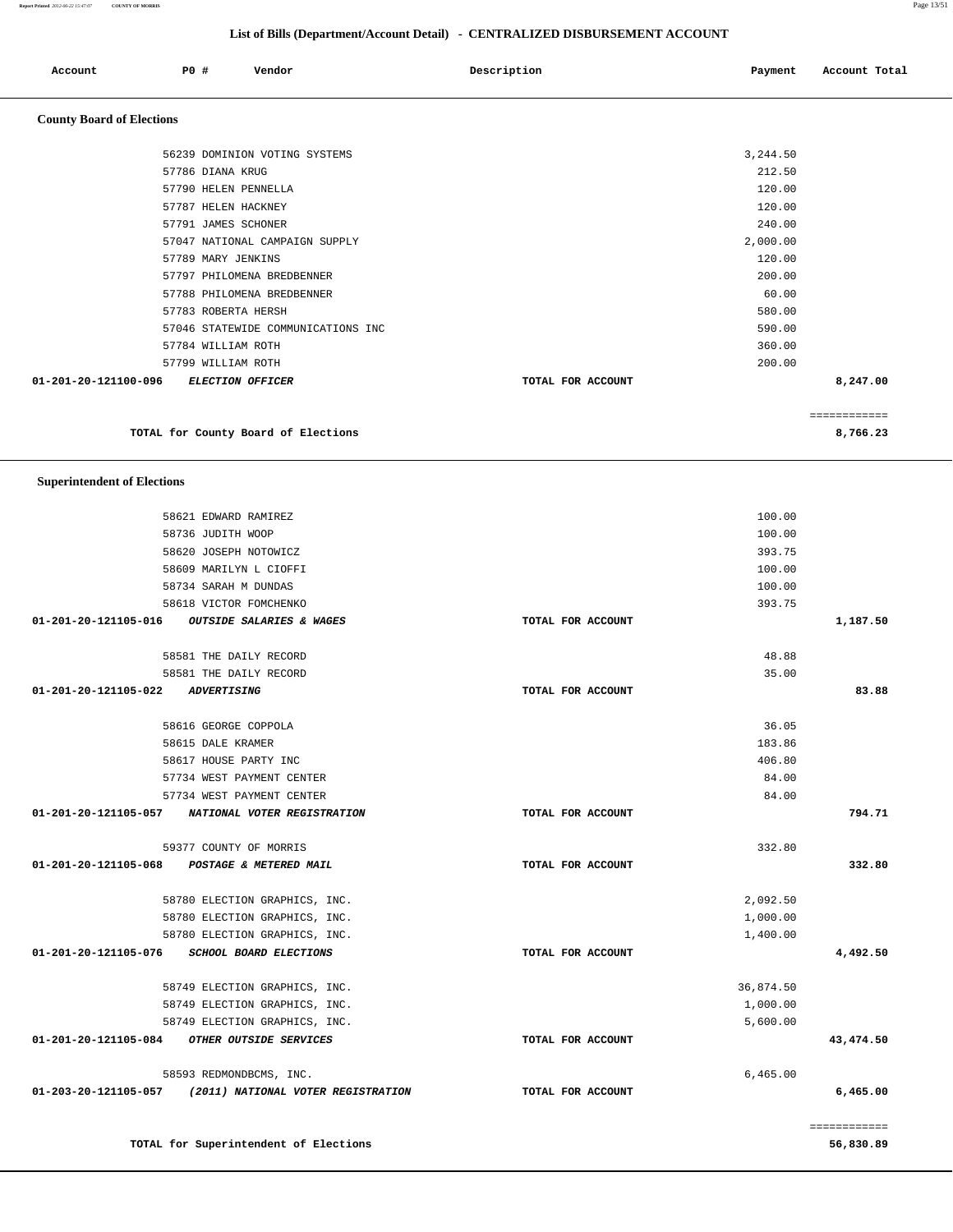## List of Bills (Department/Account Detail) - CENTRALIZED DISBURSEMENT ACCOUNT

| Account | PO # | Vendor | Description | Payment | Account Total |
|---|---|---|---|---|---|

### County Board of Elections

| Account | PO # | Vendor | Description | Payment | Account Total |
|---|---|---|---|---|---|
| | 56239 | DOMINION VOTING SYSTEMS | | 3,244.50 | |
| | 57786 | DIANA KRUG | | 212.50 | |
| | 57790 | HELEN PENNELLA | | 120.00 | |
| | 57787 | HELEN HACKNEY | | 120.00 | |
| | 57791 | JAMES SCHONER | | 240.00 | |
| | 57047 | NATIONAL CAMPAIGN SUPPLY | | 2,000.00 | |
| | 57789 | MARY JENKINS | | 120.00 | |
| | 57797 | PHILOMENA BREDBENNER | | 200.00 | |
| | 57788 | PHILOMENA BREDBENNER | | 60.00 | |
| | 57783 | ROBERTA HERSH | | 580.00 | |
| | 57046 | STATEWIDE COMMUNICATIONS INC | | 590.00 | |
| | 57784 | WILLIAM ROTH | | 360.00 | |
| | 57799 | WILLIAM ROTH | | 200.00 | |
| **01-201-20-121100-096** | | ***ELECTION OFFICER*** | **TOTAL FOR ACCOUNT** | | **8,247.00** |

**TOTAL for County Board of Elections** **8,766.23**

### Superintendent of Elections

| Account | PO # | Vendor | Description | Payment | Account Total |
|---|---|---|---|---|---|
| | 58621 | EDWARD RAMIREZ | | 100.00 | |
| | 58736 | JUDITH WOOP | | 100.00 | |
| | 58620 | JOSEPH NOTOWICZ | | 393.75 | |
| | 58609 | MARILYN L CIOFFI | | 100.00 | |
| | 58734 | SARAH M DUNDAS | | 100.00 | |
| | 58618 | VICTOR FOMCHENKO | | 393.75 | |
| **01-201-20-121105-016** | | ***OUTSIDE SALARIES & WAGES*** | **TOTAL FOR ACCOUNT** | | **1,187.50** |
| | 58581 | THE DAILY RECORD | | 48.88 | |
| | 58581 | THE DAILY RECORD | | 35.00 | |
| **01-201-20-121105-022** | | ***ADVERTISING*** | **TOTAL FOR ACCOUNT** | | **83.88** |
| | 58616 | GEORGE COPPOLA | | 36.05 | |
| | 58615 | DALE KRAMER | | 183.86 | |
| | 58617 | HOUSE PARTY INC | | 406.80 | |
| | 57734 | WEST PAYMENT CENTER | | 84.00 | |
| | 57734 | WEST PAYMENT CENTER | | 84.00 | |
| **01-201-20-121105-057** | | ***NATIONAL VOTER REGISTRATION*** | **TOTAL FOR ACCOUNT** | | **794.71** |
| | 59377 | COUNTY OF MORRIS | | 332.80 | |
| **01-201-20-121105-068** | | ***POSTAGE & METERED MAIL*** | **TOTAL FOR ACCOUNT** | | **332.80** |
| | 58780 | ELECTION GRAPHICS, INC. | | 2,092.50 | |
| | 58780 | ELECTION GRAPHICS, INC. | | 1,000.00 | |
| | 58780 | ELECTION GRAPHICS, INC. | | 1,400.00 | |
| **01-201-20-121105-076** | | ***SCHOOL BOARD ELECTIONS*** | **TOTAL FOR ACCOUNT** | | **4,492.50** |
| | 58749 | ELECTION GRAPHICS, INC. | | 36,874.50 | |
| | 58749 | ELECTION GRAPHICS, INC. | | 1,000.00 | |
| | 58749 | ELECTION GRAPHICS, INC. | | 5,600.00 | |
| **01-201-20-121105-084** | | ***OTHER OUTSIDE SERVICES*** | **TOTAL FOR ACCOUNT** | | **43,474.50** |
| | 58593 | REDMONDBCMS, INC. | | 6,465.00 | |
| **01-203-20-121105-057** | | ***(2011) NATIONAL VOTER REGISTRATION*** | **TOTAL FOR ACCOUNT** | | **6,465.00** |

**TOTAL for Superintendent of Elections** **56,830.89**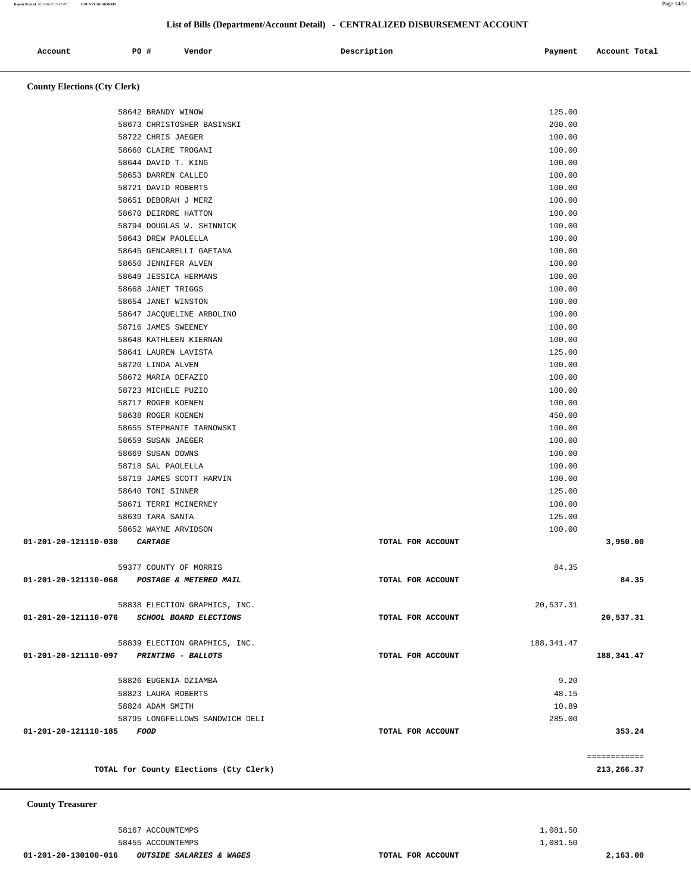## List of Bills (Department/Account Detail) - CENTRALIZED DISBURSEMENT ACCOUNT

| Account | PO # | Vendor | Description | Payment | Account Total |
|---|---|---|---|---|---|

### County Elections (Cty Clerk)

| Account | PO # | Vendor | Description | Payment | Account Total |
|---|---|---|---|---|---|
| | 58642 | BRANDY WINOW | | 125.00 | |
| | 58673 | CHRISTOSHER BASINSKI | | 200.00 | |
| | 58722 | CHRIS JAEGER | | 100.00 | |
| | 58660 | CLAIRE TROGANI | | 100.00 | |
| | 58644 | DAVID T. KING | | 100.00 | |
| | 58653 | DARREN CALLEO | | 100.00 | |
| | 58721 | DAVID ROBERTS | | 100.00 | |
| | 58651 | DEBORAH J MERZ | | 100.00 | |
| | 58670 | DEIRDRE HATTON | | 100.00 | |
| | 58794 | DOUGLAS W. SHINNICK | | 100.00 | |
| | 58643 | DREW PAOLELLA | | 100.00 | |
| | 58645 | GENCARELLI GAETANA | | 100.00 | |
| | 58650 | JENNIFER ALVEN | | 100.00 | |
| | 58649 | JESSICA HERMANS | | 100.00 | |
| | 58668 | JANET TRIGGS | | 100.00 | |
| | 58654 | JANET WINSTON | | 100.00 | |
| | 58647 | JACQUELINE ARBOLINO | | 100.00 | |
| | 58716 | JAMES SWEENEY | | 100.00 | |
| | 58648 | KATHLEEN KIERNAN | | 100.00 | |
| | 58641 | LAUREN LAVISTA | | 125.00 | |
| | 58720 | LINDA ALVEN | | 100.00 | |
| | 58672 | MARIA DEFAZIO | | 100.00 | |
| | 58723 | MICHELE PUZIO | | 100.00 | |
| | 58717 | ROGER KOENEN | | 100.00 | |
| | 58638 | ROGER KOENEN | | 450.00 | |
| | 58655 | STEPHANIE TARNOWSKI | | 100.00 | |
| | 58659 | SUSAN JAEGER | | 100.00 | |
| | 58669 | SUSAN DOWNS | | 100.00 | |
| | 58718 | SAL PAOLELLA | | 100.00 | |
| | 58719 | JAMES SCOTT HARVIN | | 100.00 | |
| | 58640 | TONI SINNER | | 125.00 | |
| | 58671 | TERRI MCINERNEY | | 100.00 | |
| | 58639 | TARA SANTA | | 125.00 | |
| | 58652 | WAYNE ARVIDSON | | 100.00 | |
| **01-201-20-121110-030** | | ***CARTAGE*** | TOTAL FOR ACCOUNT | | **3,950.00** |
| | 59377 | COUNTY OF MORRIS | | 84.35 | |
| **01-201-20-121110-068** | | ***POSTAGE & METERED MAIL*** | TOTAL FOR ACCOUNT | | **84.35** |
| | 58838 | ELECTION GRAPHICS, INC. | | 20,537.31 | |
| **01-201-20-121110-076** | | ***SCHOOL BOARD ELECTIONS*** | TOTAL FOR ACCOUNT | | **20,537.31** |
| | 58839 | ELECTION GRAPHICS, INC. | | 188,341.47 | |
| **01-201-20-121110-097** | | ***PRINTING - BALLOTS*** | TOTAL FOR ACCOUNT | | **188,341.47** |
| | 58826 | EUGENIA DZIAMBA | | 9.20 | |
| | 58823 | LAURA ROBERTS | | 48.15 | |
| | 58824 | ADAM SMITH | | 10.89 | |
| | 58795 | LONGFELLOWS SANDWICH DELI | | 285.00 | |
| **01-201-20-121110-185** | | ***FOOD*** | TOTAL FOR ACCOUNT | | **353.24** |
| | | **TOTAL for County Elections (Cty Clerk)** | | | **213,266.37** |

### County Treasurer

| Account | PO # | Vendor | Description | Payment | Account Total |
|---|---|---|---|---|---|
| | 58167 | ACCOUNTEMPS | | 1,081.50 | |
| | 58455 | ACCOUNTEMPS | | 1,081.50 | |
| **01-201-20-130100-016** | | ***OUTSIDE SALARIES & WAGES*** | TOTAL FOR ACCOUNT | | **2,163.00** |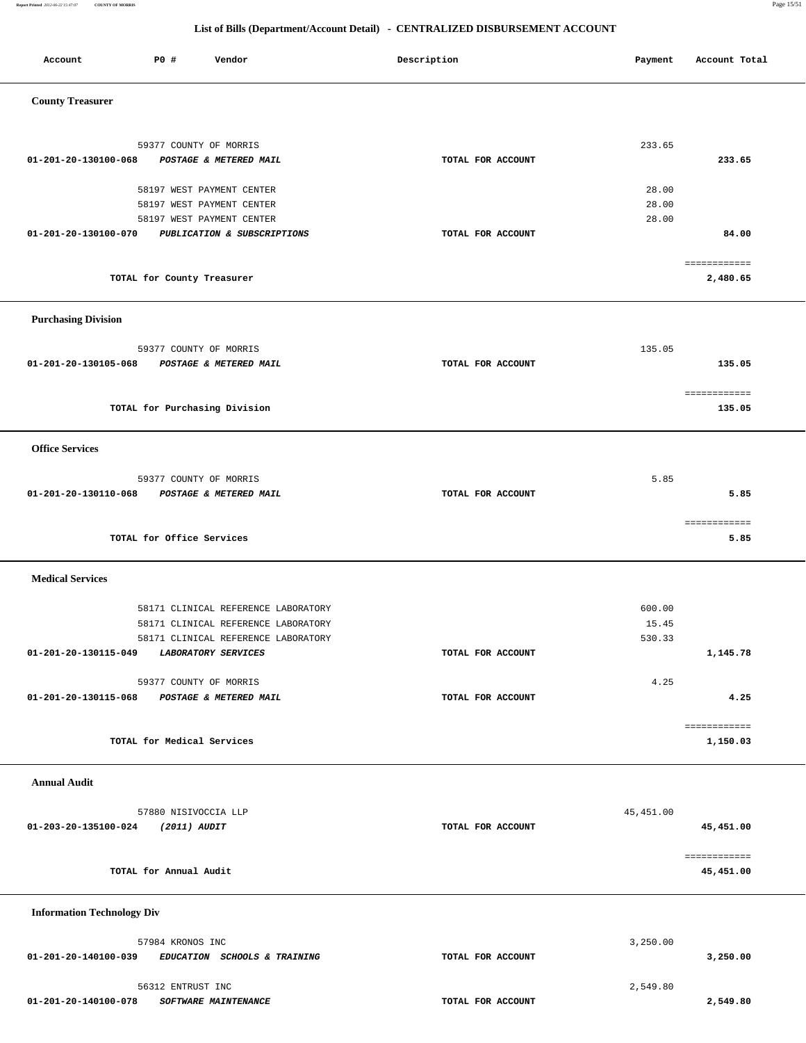# List of Bills (Department/Account Detail) - CENTRALIZED DISBURSEMENT ACCOUNT

| Account | PO # | Vendor | Description | Payment | Account Total |
|---|---|---|---|---|---|
| **County Treasurer** | | | | | |
| | 59377 | COUNTY OF MORRIS | | 233.65 | |
| **01-201-20-130100-068** | | ***POSTAGE & METERED MAIL*** | **TOTAL FOR ACCOUNT** | | **233.65** |
| | 58197 | WEST PAYMENT CENTER | | 28.00 | |
| | 58197 | WEST PAYMENT CENTER | | 28.00 | |
| | 58197 | WEST PAYMENT CENTER | | 28.00 | |
| **01-201-20-130100-070** | | ***PUBLICATION & SUBSCRIPTIONS*** | **TOTAL FOR ACCOUNT** | | **84.00** |
| | | **TOTAL for County Treasurer** | | | **2,480.65** |
| **Purchasing Division** | | | | | |
| | 59377 | COUNTY OF MORRIS | | 135.05 | |
| **01-201-20-130105-068** | | ***POSTAGE & METERED MAIL*** | **TOTAL FOR ACCOUNT** | | **135.05** |
| | | **TOTAL for Purchasing Division** | | | **135.05** |
| **Office Services** | | | | | |
| | 59377 | COUNTY OF MORRIS | | 5.85 | |
| **01-201-20-130110-068** | | ***POSTAGE & METERED MAIL*** | **TOTAL FOR ACCOUNT** | | **5.85** |
| | | **TOTAL for Office Services** | | | **5.85** |
| **Medical Services** | | | | | |
| | 58171 | CLINICAL REFERENCE LABORATORY | | 600.00 | |
| | 58171 | CLINICAL REFERENCE LABORATORY | | 15.45 | |
| | 58171 | CLINICAL REFERENCE LABORATORY | | 530.33 | |
| **01-201-20-130115-049** | | ***LABORATORY SERVICES*** | **TOTAL FOR ACCOUNT** | | **1,145.78** |
| | 59377 | COUNTY OF MORRIS | | 4.25 | |
| **01-201-20-130115-068** | | ***POSTAGE & METERED MAIL*** | **TOTAL FOR ACCOUNT** | | **4.25** |
| | | **TOTAL for Medical Services** | | | **1,150.03** |
| **Annual Audit** | | | | | |
| | 57880 | NISIVOCCIA LLP | | 45,451.00 | |
| **01-203-20-135100-024** | | ***(2011) AUDIT*** | **TOTAL FOR ACCOUNT** | | **45,451.00** |
| | | **TOTAL for Annual Audit** | | | **45,451.00** |
| **Information Technology Div** | | | | | |
| | 57984 | KRONOS INC | | 3,250.00 | |
| **01-201-20-140100-039** | | ***EDUCATION SCHOOLS & TRAINING*** | **TOTAL FOR ACCOUNT** | | **3,250.00** |
| | 56312 | ENTRUST INC | | 2,549.80 | |
| **01-201-20-140100-078** | | ***SOFTWARE MAINTENANCE*** | **TOTAL FOR ACCOUNT** | | **2,549.80** |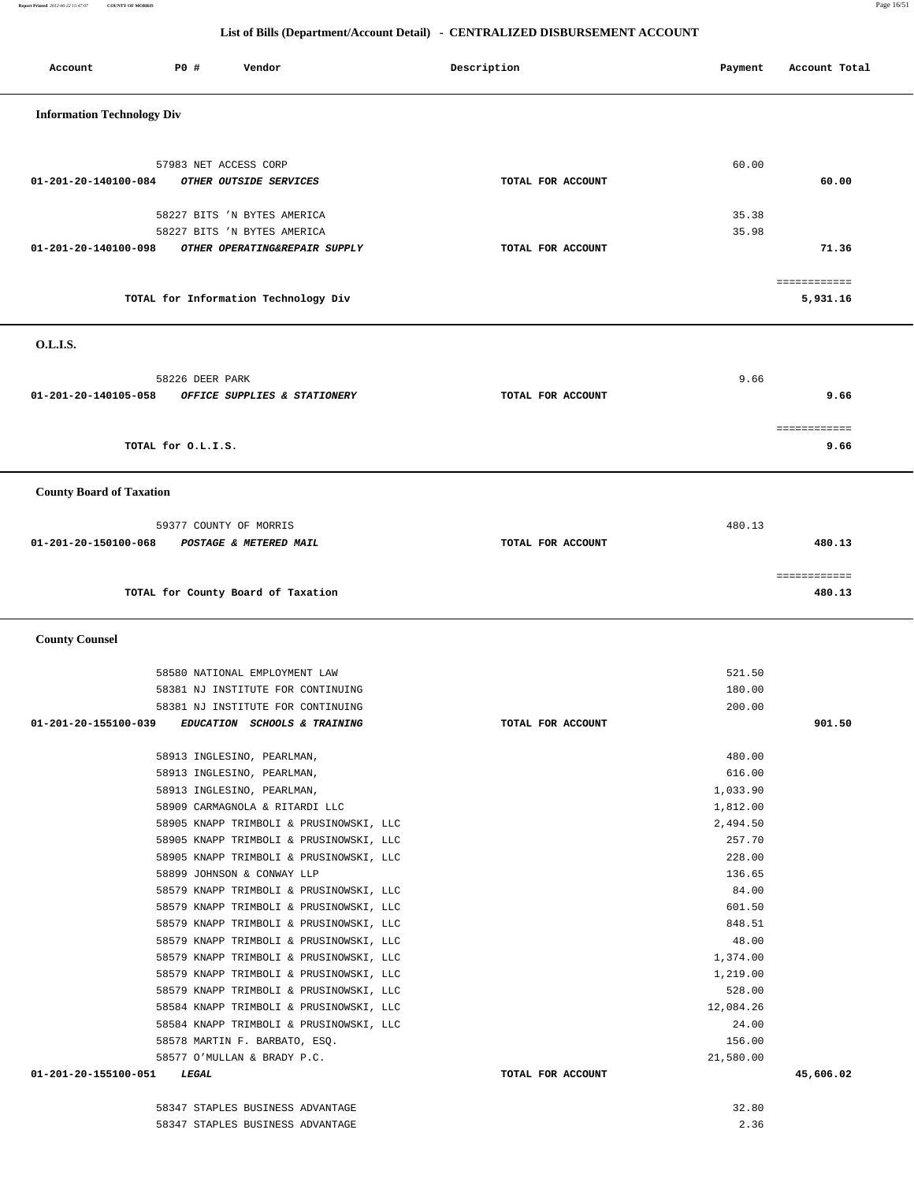## List of Bills (Department/Account Detail) - CENTRALIZED DISBURSEMENT ACCOUNT

| Account | PO # | Vendor | Description | Payment | Account Total |
|---|---|---|---|---|---|

### Information Technology Div

| Account | PO # | Vendor | Description | Payment | Account Total |
|---|---|---|---|---|---|
| | 57983 | NET ACCESS CORP | | 60.00 | |
| 01-201-20-140100-084 | | *OTHER OUTSIDE SERVICES* | TOTAL FOR ACCOUNT | | 60.00 |
| | 58227 | BITS 'N BYTES AMERICA | | 35.38 | |
| | 58227 | BITS 'N BYTES AMERICA | | 35.98 | |
| 01-201-20-140100-098 | | *OTHER OPERATING&REPAIR SUPPLY* | TOTAL FOR ACCOUNT | | 71.36 |
| | | TOTAL for Information Technology Div | | | 5,931.16 |

### O.L.I.S.

| Account | PO # | Vendor | Description | Payment | Account Total |
|---|---|---|---|---|---|
| | 58226 | DEER PARK | | 9.66 | |
| 01-201-20-140105-058 | | *OFFICE SUPPLIES & STATIONERY* | TOTAL FOR ACCOUNT | | 9.66 |
| | | TOTAL for O.L.I.S. | | | 9.66 |

### County Board of Taxation

| Account | PO # | Vendor | Description | Payment | Account Total |
|---|---|---|---|---|---|
| | 59377 | COUNTY OF MORRIS | | 480.13 | |
| 01-201-20-150100-068 | | *POSTAGE & METERED MAIL* | TOTAL FOR ACCOUNT | | 480.13 |
| | | TOTAL for County Board of Taxation | | | 480.13 |

### County Counsel

| Account | PO # | Vendor | Description | Payment | Account Total |
|---|---|---|---|---|---|
| | 58580 | NATIONAL EMPLOYMENT LAW | | 521.50 | |
| | 58381 | NJ INSTITUTE FOR CONTINUING | | 180.00 | |
| | 58381 | NJ INSTITUTE FOR CONTINUING | | 200.00 | |
| 01-201-20-155100-039 | | *EDUCATION SCHOOLS & TRAINING* | TOTAL FOR ACCOUNT | | 901.50 |
| | 58913 | INGLESINO, PEARLMAN, | | 480.00 | |
| | 58913 | INGLESINO, PEARLMAN, | | 616.00 | |
| | 58913 | INGLESINO, PEARLMAN, | | 1,033.90 | |
| | 58909 | CARMAGNOLA & RITARDI LLC | | 1,812.00 | |
| | 58905 | KNAPP TRIMBOLI & PRUSINOWSKI, LLC | | 2,494.50 | |
| | 58905 | KNAPP TRIMBOLI & PRUSINOWSKI, LLC | | 257.70 | |
| | 58905 | KNAPP TRIMBOLI & PRUSINOWSKI, LLC | | 228.00 | |
| | 58899 | JOHNSON & CONWAY LLP | | 136.65 | |
| | 58579 | KNAPP TRIMBOLI & PRUSINOWSKI, LLC | | 84.00 | |
| | 58579 | KNAPP TRIMBOLI & PRUSINOWSKI, LLC | | 601.50 | |
| | 58579 | KNAPP TRIMBOLI & PRUSINOWSKI, LLC | | 848.51 | |
| | 58579 | KNAPP TRIMBOLI & PRUSINOWSKI, LLC | | 48.00 | |
| | 58579 | KNAPP TRIMBOLI & PRUSINOWSKI, LLC | | 1,374.00 | |
| | 58579 | KNAPP TRIMBOLI & PRUSINOWSKI, LLC | | 1,219.00 | |
| | 58579 | KNAPP TRIMBOLI & PRUSINOWSKI, LLC | | 528.00 | |
| | 58584 | KNAPP TRIMBOLI & PRUSINOWSKI, LLC | | 12,084.26 | |
| | 58584 | KNAPP TRIMBOLI & PRUSINOWSKI, LLC | | 24.00 | |
| | 58578 | MARTIN F. BARBATO, ESQ. | | 156.00 | |
| | 58577 | O'MULLAN & BRADY P.C. | | 21,580.00 | |
| 01-201-20-155100-051 | | *LEGAL* | TOTAL FOR ACCOUNT | | 45,606.02 |
| | 58347 | STAPLES BUSINESS ADVANTAGE | | 32.80 | |
| | 58347 | STAPLES BUSINESS ADVANTAGE | | 2.36 | |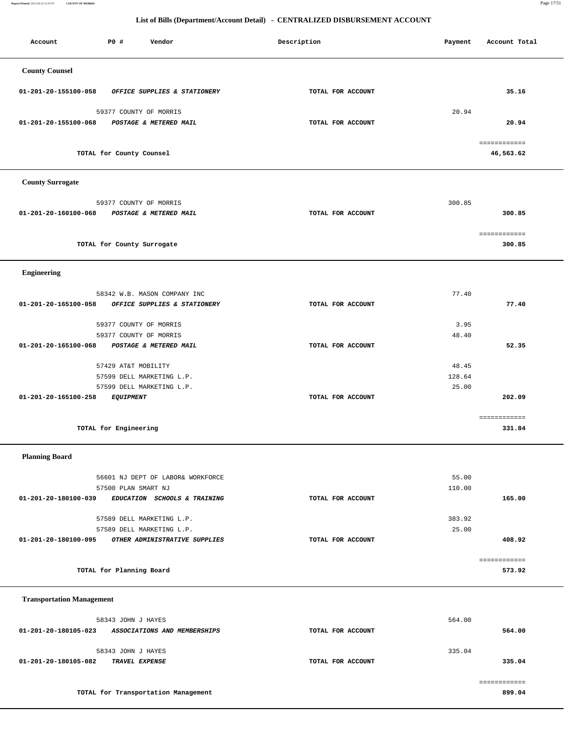## List of Bills (Department/Account Detail) - CENTRALIZED DISBURSEMENT ACCOUNT

| Account | PO # | Vendor | Description | Payment | Account Total |
|---|---|---|---|---|---|
| **County Counsel** | | | | | |
| 01-201-20-155100-058 | | *OFFICE SUPPLIES & STATIONERY* | TOTAL FOR ACCOUNT | | 35.16 |
| | 59377 | COUNTY OF MORRIS | | 20.94 | |
| 01-201-20-155100-068 | | *POSTAGE & METERED MAIL* | TOTAL FOR ACCOUNT | | 20.94 |
| | | TOTAL for County Counsel | | | 46,563.62 |
| **County Surrogate** | | | | | |
| | 59377 | COUNTY OF MORRIS | | 300.85 | |
| 01-201-20-160100-068 | | *POSTAGE & METERED MAIL* | TOTAL FOR ACCOUNT | | 300.85 |
| | | TOTAL for County Surrogate | | | 300.85 |
| **Engineering** | | | | | |
| | 58342 | W.B. MASON COMPANY INC | | 77.40 | |
| 01-201-20-165100-058 | | *OFFICE SUPPLIES & STATIONERY* | TOTAL FOR ACCOUNT | | 77.40 |
| | 59377 | COUNTY OF MORRIS | | 3.95 | |
| | 59377 | COUNTY OF MORRIS | | 48.40 | |
| 01-201-20-165100-068 | | *POSTAGE & METERED MAIL* | TOTAL FOR ACCOUNT | | 52.35 |
| | 57429 | AT&T MOBILITY | | 48.45 | |
| | 57599 | DELL MARKETING L.P. | | 128.64 | |
| | 57599 | DELL MARKETING L.P. | | 25.00 | |
| 01-201-20-165100-258 | | *EQUIPMENT* | TOTAL FOR ACCOUNT | | 202.09 |
| | | TOTAL for Engineering | | | 331.84 |
| **Planning Board** | | | | | |
| | 56601 | NJ DEPT OF LABOR& WORKFORCE | | 55.00 | |
| | 57500 | PLAN SMART NJ | | 110.00 | |
| 01-201-20-180100-039 | | *EDUCATION SCHOOLS & TRAINING* | TOTAL FOR ACCOUNT | | 165.00 |
| | 57589 | DELL MARKETING L.P. | | 383.92 | |
| | 57589 | DELL MARKETING L.P. | | 25.00 | |
| 01-201-20-180100-095 | | *OTHER ADMINISTRATIVE SUPPLIES* | TOTAL FOR ACCOUNT | | 408.92 |
| | | TOTAL for Planning Board | | | 573.92 |
| **Transportation Management** | | | | | |
| | 58343 | JOHN J HAYES | | 564.00 | |
| 01-201-20-180105-023 | | *ASSOCIATIONS AND MEMBERSHIPS* | TOTAL FOR ACCOUNT | | 564.00 |
| | 58343 | JOHN J HAYES | | 335.04 | |
| 01-201-20-180105-082 | | *TRAVEL EXPENSE* | TOTAL FOR ACCOUNT | | 335.04 |
| | | TOTAL for Transportation Management | | | 899.04 |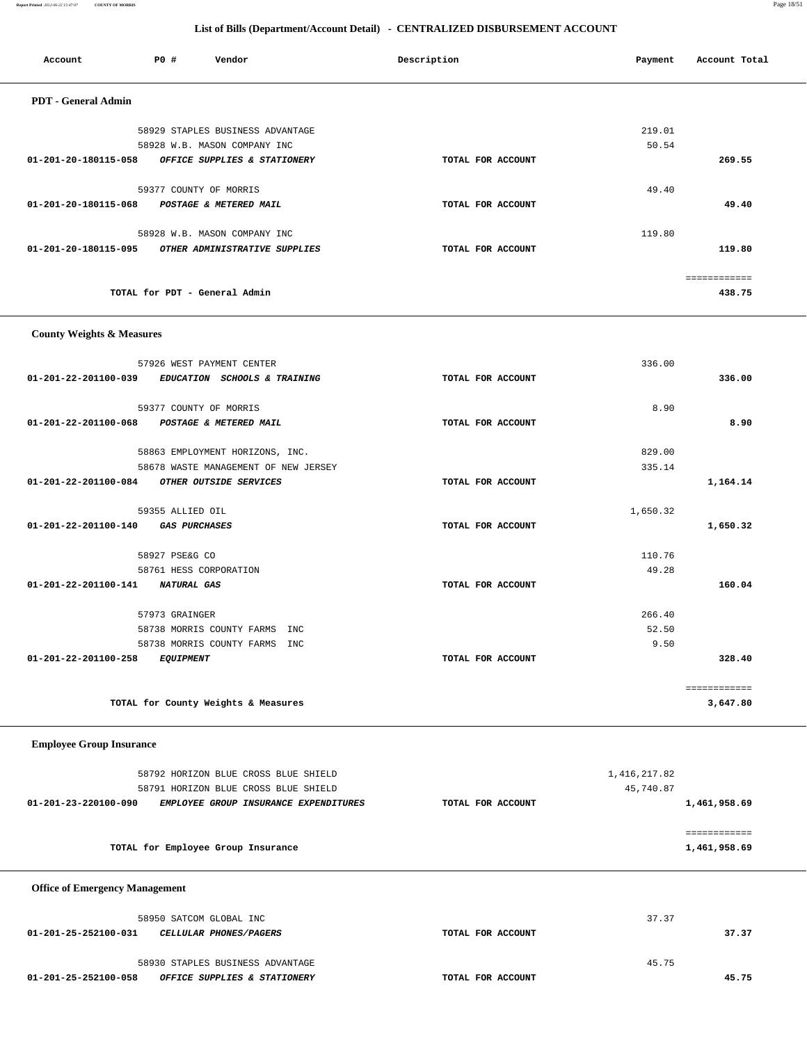## List of Bills (Department/Account Detail) - CENTRALIZED DISBURSEMENT ACCOUNT

| Account | PO # | Vendor | Description | Payment | Account Total |
|---|---|---|---|---|---|

### PDT - General Admin

| Account | PO # | Vendor | Description | Payment | Account Total |
|---|---|---|---|---|---|
| | 58929 | STAPLES BUSINESS ADVANTAGE | | 219.01 | |
| | 58928 | W.B. MASON COMPANY INC | | 50.54 | |
| 01-201-20-180115-058 | | *OFFICE SUPPLIES & STATIONERY* | TOTAL FOR ACCOUNT | | 269.55 |
| | 59377 | COUNTY OF MORRIS | | 49.40 | |
| 01-201-20-180115-068 | | *POSTAGE & METERED MAIL* | TOTAL FOR ACCOUNT | | 49.40 |
| | 58928 | W.B. MASON COMPANY INC | | 119.80 | |
| 01-201-20-180115-095 | | *OTHER ADMINISTRATIVE SUPPLIES* | TOTAL FOR ACCOUNT | | 119.80 |
| | | TOTAL for PDT - General Admin | | | 438.75 |

### County Weights & Measures

| Account | PO # | Vendor | Description | Payment | Account Total |
|---|---|---|---|---|---|
| | 57926 | WEST PAYMENT CENTER | | 336.00 | |
| 01-201-22-201100-039 | | *EDUCATION SCHOOLS & TRAINING* | TOTAL FOR ACCOUNT | | 336.00 |
| | 59377 | COUNTY OF MORRIS | | 8.90 | |
| 01-201-22-201100-068 | | *POSTAGE & METERED MAIL* | TOTAL FOR ACCOUNT | | 8.90 |
| | 58863 | EMPLOYMENT HORIZONS, INC. | | 829.00 | |
| | 58678 | WASTE MANAGEMENT OF NEW JERSEY | | 335.14 | |
| 01-201-22-201100-084 | | *OTHER OUTSIDE SERVICES* | TOTAL FOR ACCOUNT | | 1,164.14 |
| | 59355 | ALLIED OIL | | 1,650.32 | |
| 01-201-22-201100-140 | | *GAS PURCHASES* | TOTAL FOR ACCOUNT | | 1,650.32 |
| | 58927 | PSE&G CO | | 110.76 | |
| | 58761 | HESS CORPORATION | | 49.28 | |
| 01-201-22-201100-141 | | *NATURAL GAS* | TOTAL FOR ACCOUNT | | 160.04 |
| | 57973 | GRAINGER | | 266.40 | |
| | 58738 | MORRIS COUNTY FARMS INC | | 52.50 | |
| | 58738 | MORRIS COUNTY FARMS INC | | 9.50 | |
| 01-201-22-201100-258 | | *EQUIPMENT* | TOTAL FOR ACCOUNT | | 328.40 |
| | | TOTAL for County Weights & Measures | | | 3,647.80 |

### Employee Group Insurance

| Account | PO # | Vendor | Description | Payment | Account Total |
|---|---|---|---|---|---|
| | 58792 | HORIZON BLUE CROSS BLUE SHIELD | | 1,416,217.82 | |
| | 58791 | HORIZON BLUE CROSS BLUE SHIELD | | 45,740.87 | |
| 01-201-23-220100-090 | | *EMPLOYEE GROUP INSURANCE EXPENDITURES* | TOTAL FOR ACCOUNT | | 1,461,958.69 |
| | | TOTAL for Employee Group Insurance | | | 1,461,958.69 |

### Office of Emergency Management

| Account | PO # | Vendor | Description | Payment | Account Total |
|---|---|---|---|---|---|
| | 58950 | SATCOM GLOBAL INC | | 37.37 | |
| 01-201-25-252100-031 | | *CELLULAR PHONES/PAGERS* | TOTAL FOR ACCOUNT | | 37.37 |
| | 58930 | STAPLES BUSINESS ADVANTAGE | | 45.75 | |
| 01-201-25-252100-058 | | *OFFICE SUPPLIES & STATIONERY* | TOTAL FOR ACCOUNT | | 45.75 |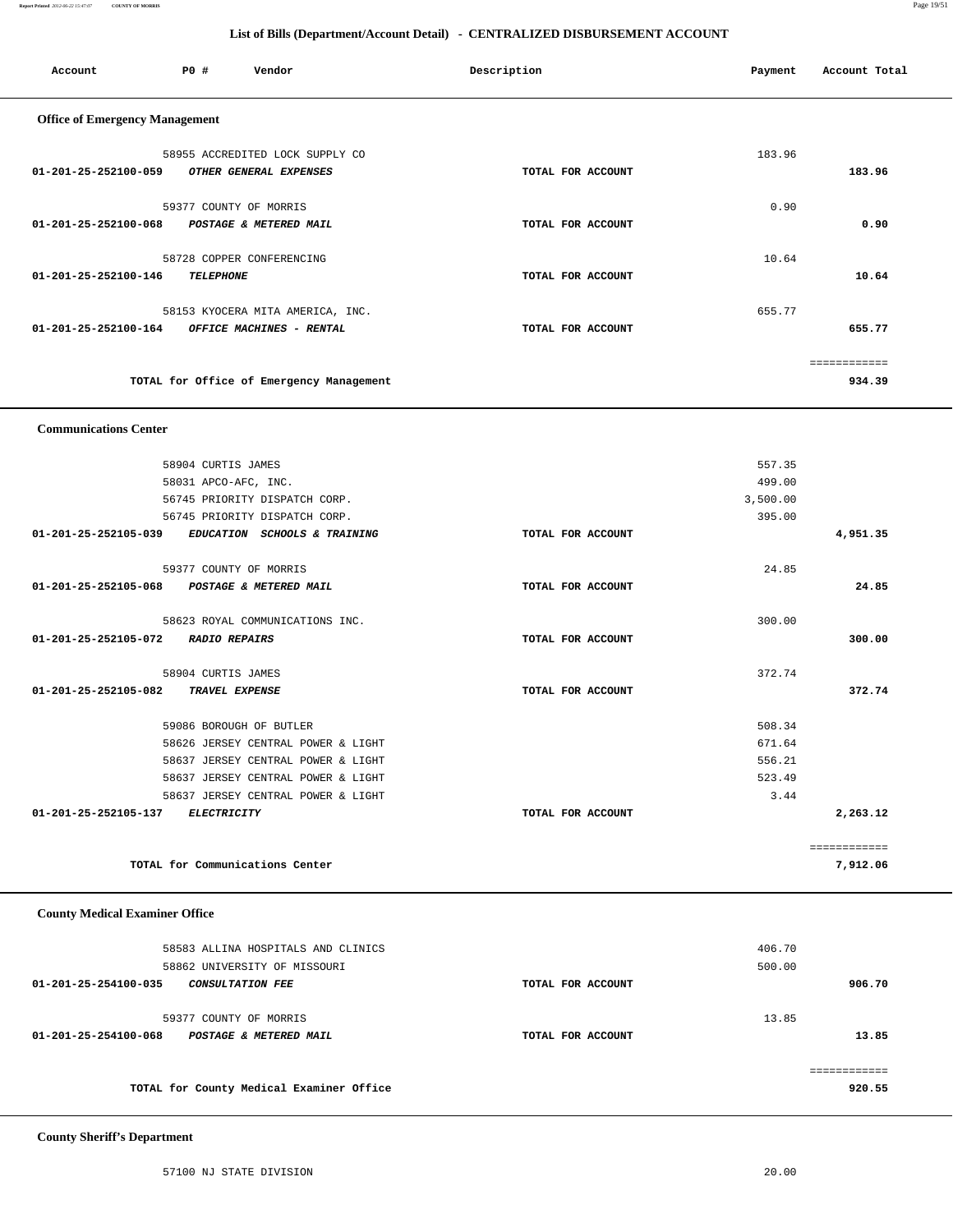## List of Bills (Department/Account Detail) - CENTRALIZED DISBURSEMENT ACCOUNT

| Account | PO # | Vendor | Description | Payment | Account Total |
|---|---|---|---|---|---|

### Office of Emergency Management

| Account | PO # | Vendor | Description | Payment | Account Total |
|---|---|---|---|---|---|
| | 58955 | ACCREDITED LOCK SUPPLY CO | | 183.96 | |
| 01-201-25-252100-059 | | *OTHER GENERAL EXPENSES* | TOTAL FOR ACCOUNT | | 183.96 |
| | 59377 | COUNTY OF MORRIS | | 0.90 | |
| 01-201-25-252100-068 | | *POSTAGE & METERED MAIL* | TOTAL FOR ACCOUNT | | 0.90 |
| | 58728 | COPPER CONFERENCING | | 10.64 | |
| 01-201-25-252100-146 | | *TELEPHONE* | TOTAL FOR ACCOUNT | | 10.64 |
| | 58153 | KYOCERA MITA AMERICA, INC. | | 655.77 | |
| 01-201-25-252100-164 | | *OFFICE MACHINES - RENTAL* | TOTAL FOR ACCOUNT | | 655.77 |
| | | TOTAL for Office of Emergency Management | | | 934.39 |

### Communications Center

| Account | PO # | Vendor | Description | Payment | Account Total |
|---|---|---|---|---|---|
| | 58904 | CURTIS JAMES | | 557.35 | |
| | 58031 | APCO-AFC, INC. | | 499.00 | |
| | 56745 | PRIORITY DISPATCH CORP. | | 3,500.00 | |
| | 56745 | PRIORITY DISPATCH CORP. | | 395.00 | |
| 01-201-25-252105-039 | | *EDUCATION SCHOOLS & TRAINING* | TOTAL FOR ACCOUNT | | 4,951.35 |
| | 59377 | COUNTY OF MORRIS | | 24.85 | |
| 01-201-25-252105-068 | | *POSTAGE & METERED MAIL* | TOTAL FOR ACCOUNT | | 24.85 |
| | 58623 | ROYAL COMMUNICATIONS INC. | | 300.00 | |
| 01-201-25-252105-072 | | *RADIO REPAIRS* | TOTAL FOR ACCOUNT | | 300.00 |
| | 58904 | CURTIS JAMES | | 372.74 | |
| 01-201-25-252105-082 | | *TRAVEL EXPENSE* | TOTAL FOR ACCOUNT | | 372.74 |
| | 59086 | BOROUGH OF BUTLER | | 508.34 | |
| | 58626 | JERSEY CENTRAL POWER & LIGHT | | 671.64 | |
| | 58637 | JERSEY CENTRAL POWER & LIGHT | | 556.21 | |
| | 58637 | JERSEY CENTRAL POWER & LIGHT | | 523.49 | |
| | 58637 | JERSEY CENTRAL POWER & LIGHT | | 3.44 | |
| 01-201-25-252105-137 | | *ELECTRICITY* | TOTAL FOR ACCOUNT | | 2,263.12 |
| | | TOTAL for Communications Center | | | 7,912.06 |

### County Medical Examiner Office

| Account | PO # | Vendor | Description | Payment | Account Total |
|---|---|---|---|---|---|
| | 58583 | ALLINA HOSPITALS AND CLINICS | | 406.70 | |
| | 58862 | UNIVERSITY OF MISSOURI | | 500.00 | |
| 01-201-25-254100-035 | | *CONSULTATION FEE* | TOTAL FOR ACCOUNT | | 906.70 |
| | 59377 | COUNTY OF MORRIS | | 13.85 | |
| 01-201-25-254100-068 | | *POSTAGE & METERED MAIL* | TOTAL FOR ACCOUNT | | 13.85 |
| | | TOTAL for County Medical Examiner Office | | | 920.55 |

### County Sheriff's Department

| Account | PO # | Vendor | Description | Payment | Account Total |
|---|---|---|---|---|---|
| | 57100 | NJ STATE DIVISION | | 20.00 | |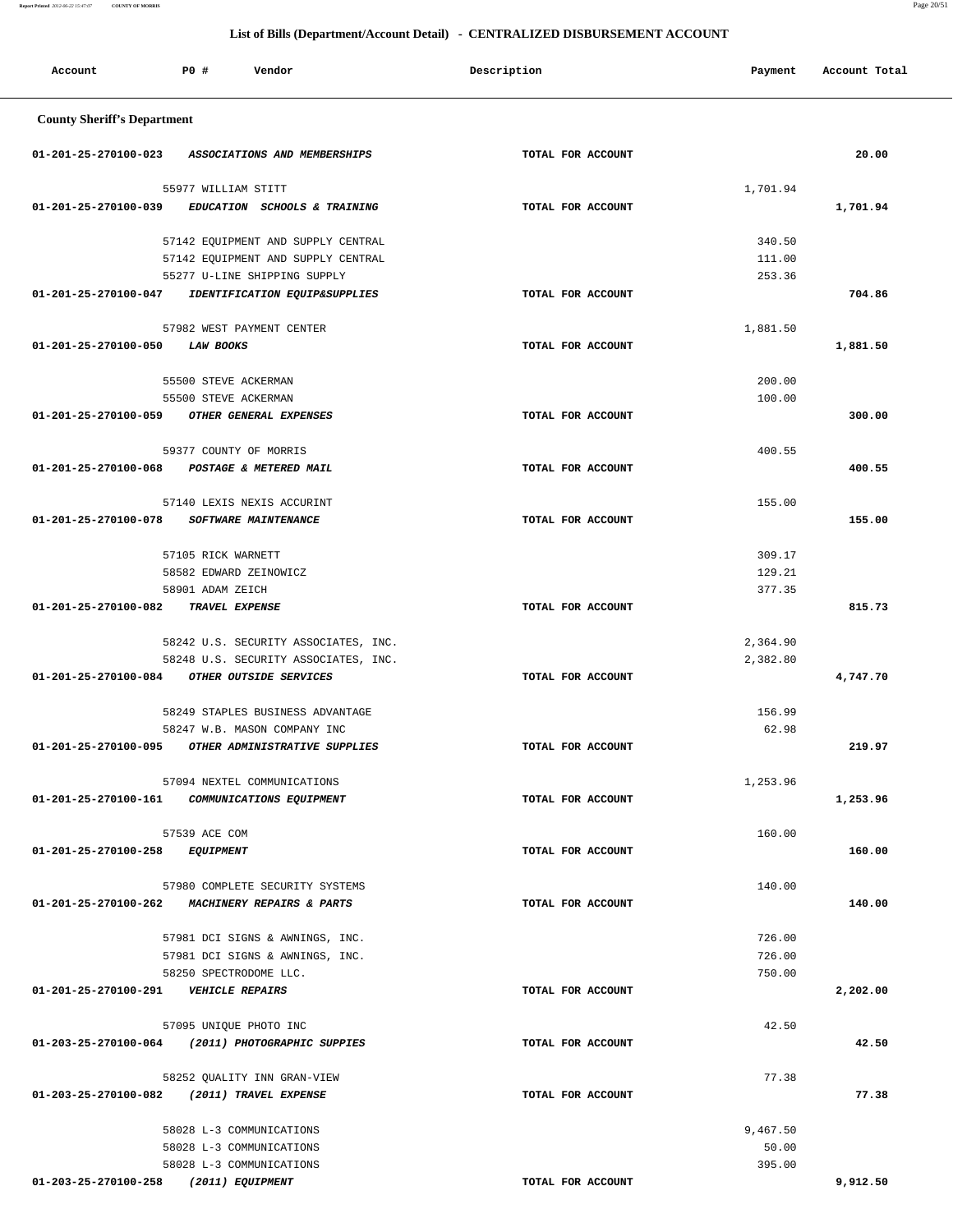## List of Bills (Department/Account Detail) - CENTRALIZED DISBURSEMENT ACCOUNT

| Account | PO # | Vendor | Description | Payment | Account Total |
|---|---|---|---|---|---|

### County Sheriff's Department

| Account | PO # | Vendor | Description | Payment | Account Total |
|---|---|---|---|---|---|
| 01-201-25-270100-023 | | *ASSOCIATIONS AND MEMBERSHIPS* | TOTAL FOR ACCOUNT | | 20.00 |
| | 55977 | WILLIAM STITT | | 1,701.94 | |
| 01-201-25-270100-039 | | *EDUCATION SCHOOLS & TRAINING* | TOTAL FOR ACCOUNT | | 1,701.94 |
| | 57142 | EQUIPMENT AND SUPPLY CENTRAL | | 340.50 | |
| | 57142 | EQUIPMENT AND SUPPLY CENTRAL | | 111.00 | |
| | 55277 | U-LINE SHIPPING SUPPLY | | 253.36 | |
| 01-201-25-270100-047 | | *IDENTIFICATION EQUIP&SUPPLIES* | TOTAL FOR ACCOUNT | | 704.86 |
| | 57982 | WEST PAYMENT CENTER | | 1,881.50 | |
| 01-201-25-270100-050 | | *LAW BOOKS* | TOTAL FOR ACCOUNT | | 1,881.50 |
| | 55500 | STEVE ACKERMAN | | 200.00 | |
| | 55500 | STEVE ACKERMAN | | 100.00 | |
| 01-201-25-270100-059 | | *OTHER GENERAL EXPENSES* | TOTAL FOR ACCOUNT | | 300.00 |
| | 59377 | COUNTY OF MORRIS | | 400.55 | |
| 01-201-25-270100-068 | | *POSTAGE & METERED MAIL* | TOTAL FOR ACCOUNT | | 400.55 |
| | 57140 | LEXIS NEXIS ACCURINT | | 155.00 | |
| 01-201-25-270100-078 | | *SOFTWARE MAINTENANCE* | TOTAL FOR ACCOUNT | | 155.00 |
| | 57105 | RICK WARNETT | | 309.17 | |
| | 58582 | EDWARD ZEINOWICZ | | 129.21 | |
| | 58901 | ADAM ZEICH | | 377.35 | |
| 01-201-25-270100-082 | | *TRAVEL EXPENSE* | TOTAL FOR ACCOUNT | | 815.73 |
| | 58242 | U.S. SECURITY ASSOCIATES, INC. | | 2,364.90 | |
| | 58248 | U.S. SECURITY ASSOCIATES, INC. | | 2,382.80 | |
| 01-201-25-270100-084 | | *OTHER OUTSIDE SERVICES* | TOTAL FOR ACCOUNT | | 4,747.70 |
| | 58249 | STAPLES BUSINESS ADVANTAGE | | 156.99 | |
| | 58247 | W.B. MASON COMPANY INC | | 62.98 | |
| 01-201-25-270100-095 | | *OTHER ADMINISTRATIVE SUPPLIES* | TOTAL FOR ACCOUNT | | 219.97 |
| | 57094 | NEXTEL COMMUNICATIONS | | 1,253.96 | |
| 01-201-25-270100-161 | | *COMMUNICATIONS EQUIPMENT* | TOTAL FOR ACCOUNT | | 1,253.96 |
| | 57539 | ACE COM | | 160.00 | |
| 01-201-25-270100-258 | | *EQUIPMENT* | TOTAL FOR ACCOUNT | | 160.00 |
| | 57980 | COMPLETE SECURITY SYSTEMS | | 140.00 | |
| 01-201-25-270100-262 | | *MACHINERY REPAIRS & PARTS* | TOTAL FOR ACCOUNT | | 140.00 |
| | 57981 | DCI SIGNS & AWNINGS, INC. | | 726.00 | |
| | 57981 | DCI SIGNS & AWNINGS, INC. | | 726.00 | |
| | 58250 | SPECTRODOME LLC. | | 750.00 | |
| 01-201-25-270100-291 | | *VEHICLE REPAIRS* | TOTAL FOR ACCOUNT | | 2,202.00 |
| | 57095 | UNIQUE PHOTO INC | | 42.50 | |
| 01-203-25-270100-064 | | *(2011) PHOTOGRAPHIC SUPPIES* | TOTAL FOR ACCOUNT | | 42.50 |
| | 58252 | QUALITY INN GRAN-VIEW | | 77.38 | |
| 01-203-25-270100-082 | | *(2011) TRAVEL EXPENSE* | TOTAL FOR ACCOUNT | | 77.38 |
| | 58028 | L-3 COMMUNICATIONS | | 9,467.50 | |
| | 58028 | L-3 COMMUNICATIONS | | 50.00 | |
| | 58028 | L-3 COMMUNICATIONS | | 395.00 | |
| 01-203-25-270100-258 | | *(2011) EQUIPMENT* | TOTAL FOR ACCOUNT | | 9,912.50 |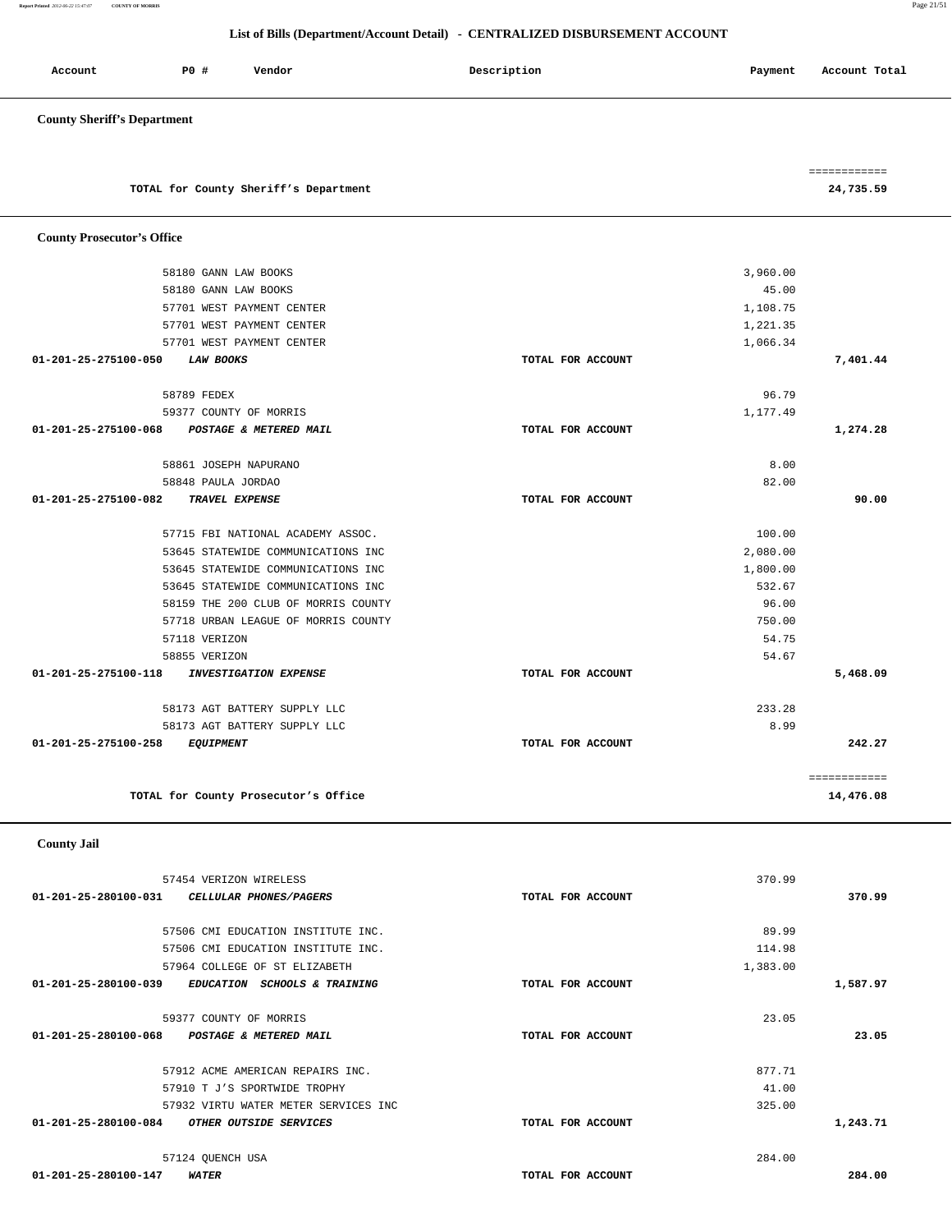## List of Bills (Department/Account Detail) - CENTRALIZED DISBURSEMENT ACCOUNT

| Account | PO # | Vendor | Description | Payment | Account Total |
|---|---|---|---|---|---|

### County Sheriff's Department

| | | | | | |
|---|---|---|---|---|---|
| | | TOTAL for County Sheriff's Department | | | 24,735.59 |

### County Prosecutor's Office

| Account | PO # | Vendor | Description | Payment | Account Total |
|---|---|---|---|---|---|
| | 58180 | GANN LAW BOOKS | | 3,960.00 | |
| | 58180 | GANN LAW BOOKS | | 45.00 | |
| | 57701 | WEST PAYMENT CENTER | | 1,108.75 | |
| | 57701 | WEST PAYMENT CENTER | | 1,221.35 | |
| | 57701 | WEST PAYMENT CENTER | | 1,066.34 | |
| 01-201-25-275100-050 | | *LAW BOOKS* | TOTAL FOR ACCOUNT | | 7,401.44 |
| | 58789 | FEDEX | | 96.79 | |
| | 59377 | COUNTY OF MORRIS | | 1,177.49 | |
| 01-201-25-275100-068 | | *POSTAGE & METERED MAIL* | TOTAL FOR ACCOUNT | | 1,274.28 |
| | 58861 | JOSEPH NAPURANO | | 8.00 | |
| | 58848 | PAULA JORDAO | | 82.00 | |
| 01-201-25-275100-082 | | *TRAVEL EXPENSE* | TOTAL FOR ACCOUNT | | 90.00 |
| | 57715 | FBI NATIONAL ACADEMY ASSOC. | | 100.00 | |
| | 53645 | STATEWIDE COMMUNICATIONS INC | | 2,080.00 | |
| | 53645 | STATEWIDE COMMUNICATIONS INC | | 1,800.00 | |
| | 53645 | STATEWIDE COMMUNICATIONS INC | | 532.67 | |
| | 58159 | THE 200 CLUB OF MORRIS COUNTY | | 96.00 | |
| | 57718 | URBAN LEAGUE OF MORRIS COUNTY | | 750.00 | |
| | 57118 | VERIZON | | 54.75 | |
| | 58855 | VERIZON | | 54.67 | |
| 01-201-25-275100-118 | | *INVESTIGATION EXPENSE* | TOTAL FOR ACCOUNT | | 5,468.09 |
| | 58173 | AGT BATTERY SUPPLY LLC | | 233.28 | |
| | 58173 | AGT BATTERY SUPPLY LLC | | 8.99 | |
| 01-201-25-275100-258 | | *EQUIPMENT* | TOTAL FOR ACCOUNT | | 242.27 |
| | | TOTAL for County Prosecutor's Office | | | 14,476.08 |

### County Jail

| Account | PO # | Vendor | Description | Payment | Account Total |
|---|---|---|---|---|---|
| | 57454 | VERIZON WIRELESS | | 370.99 | |
| 01-201-25-280100-031 | | *CELLULAR PHONES/PAGERS* | TOTAL FOR ACCOUNT | | 370.99 |
| | 57506 | CMI EDUCATION INSTITUTE INC. | | 89.99 | |
| | 57506 | CMI EDUCATION INSTITUTE INC. | | 114.98 | |
| | 57964 | COLLEGE OF ST ELIZABETH | | 1,383.00 | |
| 01-201-25-280100-039 | | *EDUCATION SCHOOLS & TRAINING* | TOTAL FOR ACCOUNT | | 1,587.97 |
| | 59377 | COUNTY OF MORRIS | | 23.05 | |
| 01-201-25-280100-068 | | *POSTAGE & METERED MAIL* | TOTAL FOR ACCOUNT | | 23.05 |
| | 57912 | ACME AMERICAN REPAIRS INC. | | 877.71 | |
| | 57910 | T J'S SPORTWIDE TROPHY | | 41.00 | |
| | 57932 | VIRTU WATER METER SERVICES INC | | 325.00 | |
| 01-201-25-280100-084 | | *OTHER OUTSIDE SERVICES* | TOTAL FOR ACCOUNT | | 1,243.71 |
| | 57124 | QUENCH USA | | 284.00 | |
| 01-201-25-280100-147 | | *WATER* | TOTAL FOR ACCOUNT | | 284.00 |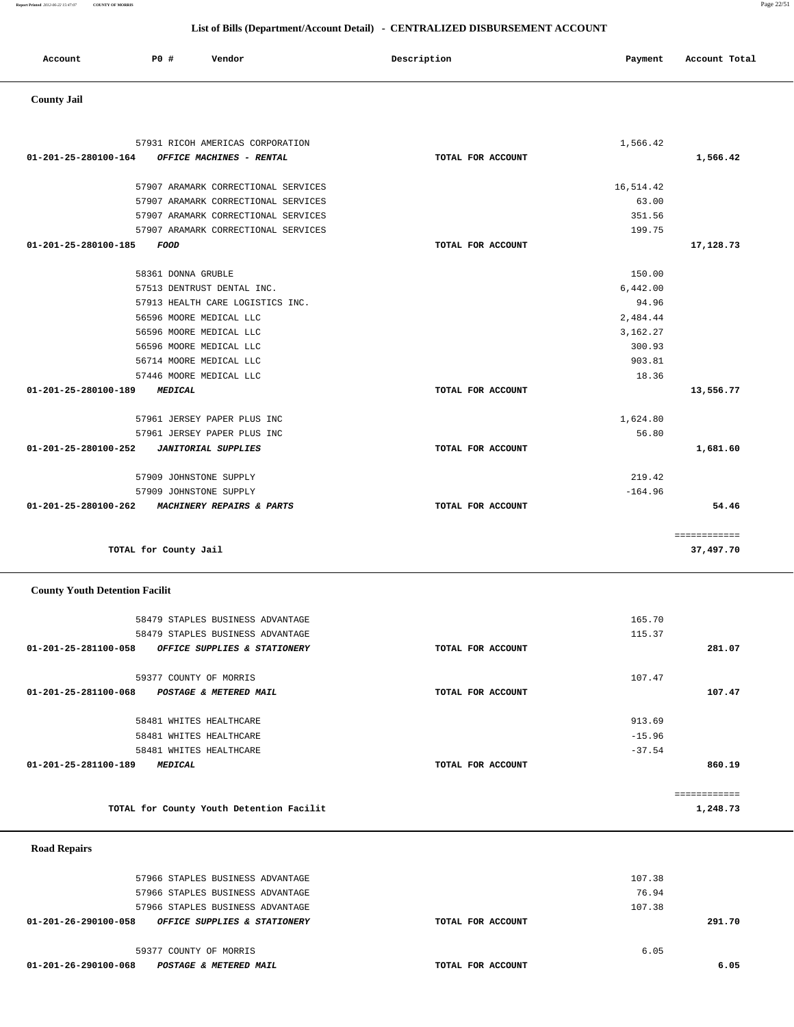## List of Bills (Department/Account Detail) - CENTRALIZED DISBURSEMENT ACCOUNT

| Account | PO # | Vendor | Description | Payment | Account Total |
|---|---|---|---|---|---|

### County Jail

| Account | PO # | Vendor | Description | Payment | Account Total |
|---|---|---|---|---|---|
| | 57931 | RICOH AMERICAS CORPORATION | | 1,566.42 | |
| 01-201-25-280100-164 | | *OFFICE MACHINES - RENTAL* | TOTAL FOR ACCOUNT | | 1,566.42 |
| | 57907 | ARAMARK CORRECTIONAL SERVICES | | 16,514.42 | |
| | 57907 | ARAMARK CORRECTIONAL SERVICES | | 63.00 | |
| | 57907 | ARAMARK CORRECTIONAL SERVICES | | 351.56 | |
| | 57907 | ARAMARK CORRECTIONAL SERVICES | | 199.75 | |
| 01-201-25-280100-185 | | *FOOD* | TOTAL FOR ACCOUNT | | 17,128.73 |
| | 58361 | DONNA GRUBLE | | 150.00 | |
| | 57513 | DENTRUST DENTAL INC. | | 6,442.00 | |
| | 57913 | HEALTH CARE LOGISTICS INC. | | 94.96 | |
| | 56596 | MOORE MEDICAL LLC | | 2,484.44 | |
| | 56596 | MOORE MEDICAL LLC | | 3,162.27 | |
| | 56596 | MOORE MEDICAL LLC | | 300.93 | |
| | 56714 | MOORE MEDICAL LLC | | 903.81 | |
| | 57446 | MOORE MEDICAL LLC | | 18.36 | |
| 01-201-25-280100-189 | | *MEDICAL* | TOTAL FOR ACCOUNT | | 13,556.77 |
| | 57961 | JERSEY PAPER PLUS INC | | 1,624.80 | |
| | 57961 | JERSEY PAPER PLUS INC | | 56.80 | |
| 01-201-25-280100-252 | | *JANITORIAL SUPPLIES* | TOTAL FOR ACCOUNT | | 1,681.60 |
| | 57909 | JOHNSTONE SUPPLY | | 219.42 | |
| | 57909 | JOHNSTONE SUPPLY | | -164.96 | |
| 01-201-25-280100-262 | | *MACHINERY REPAIRS & PARTS* | TOTAL FOR ACCOUNT | | 54.46 |
| | | | | | ============ |
| | TOTAL for County Jail | | | | 37,497.70 |

### County Youth Detention Facilit

| Account | PO # | Vendor | Description | Payment | Account Total |
|---|---|---|---|---|---|
| | 58479 | STAPLES BUSINESS ADVANTAGE | | 165.70 | |
| | 58479 | STAPLES BUSINESS ADVANTAGE | | 115.37 | |
| 01-201-25-281100-058 | | *OFFICE SUPPLIES & STATIONERY* | TOTAL FOR ACCOUNT | | 281.07 |
| | 59377 | COUNTY OF MORRIS | | 107.47 | |
| 01-201-25-281100-068 | | *POSTAGE & METERED MAIL* | TOTAL FOR ACCOUNT | | 107.47 |
| | 58481 | WHITES HEALTHCARE | | 913.69 | |
| | 58481 | WHITES HEALTHCARE | | -15.96 | |
| | 58481 | WHITES HEALTHCARE | | -37.54 | |
| 01-201-25-281100-189 | | *MEDICAL* | TOTAL FOR ACCOUNT | | 860.19 |
| | | | | | ============ |
| | TOTAL for County Youth Detention Facilit | | | | 1,248.73 |

### Road Repairs

| Account | PO # | Vendor | Description | Payment | Account Total |
|---|---|---|---|---|---|
| | 57966 | STAPLES BUSINESS ADVANTAGE | | 107.38 | |
| | 57966 | STAPLES BUSINESS ADVANTAGE | | 76.94 | |
| | 57966 | STAPLES BUSINESS ADVANTAGE | | 107.38 | |
| 01-201-26-290100-058 | | *OFFICE SUPPLIES & STATIONERY* | TOTAL FOR ACCOUNT | | 291.70 |
| | 59377 | COUNTY OF MORRIS | | 6.05 | |
| 01-201-26-290100-068 | | *POSTAGE & METERED MAIL* | TOTAL FOR ACCOUNT | | 6.05 |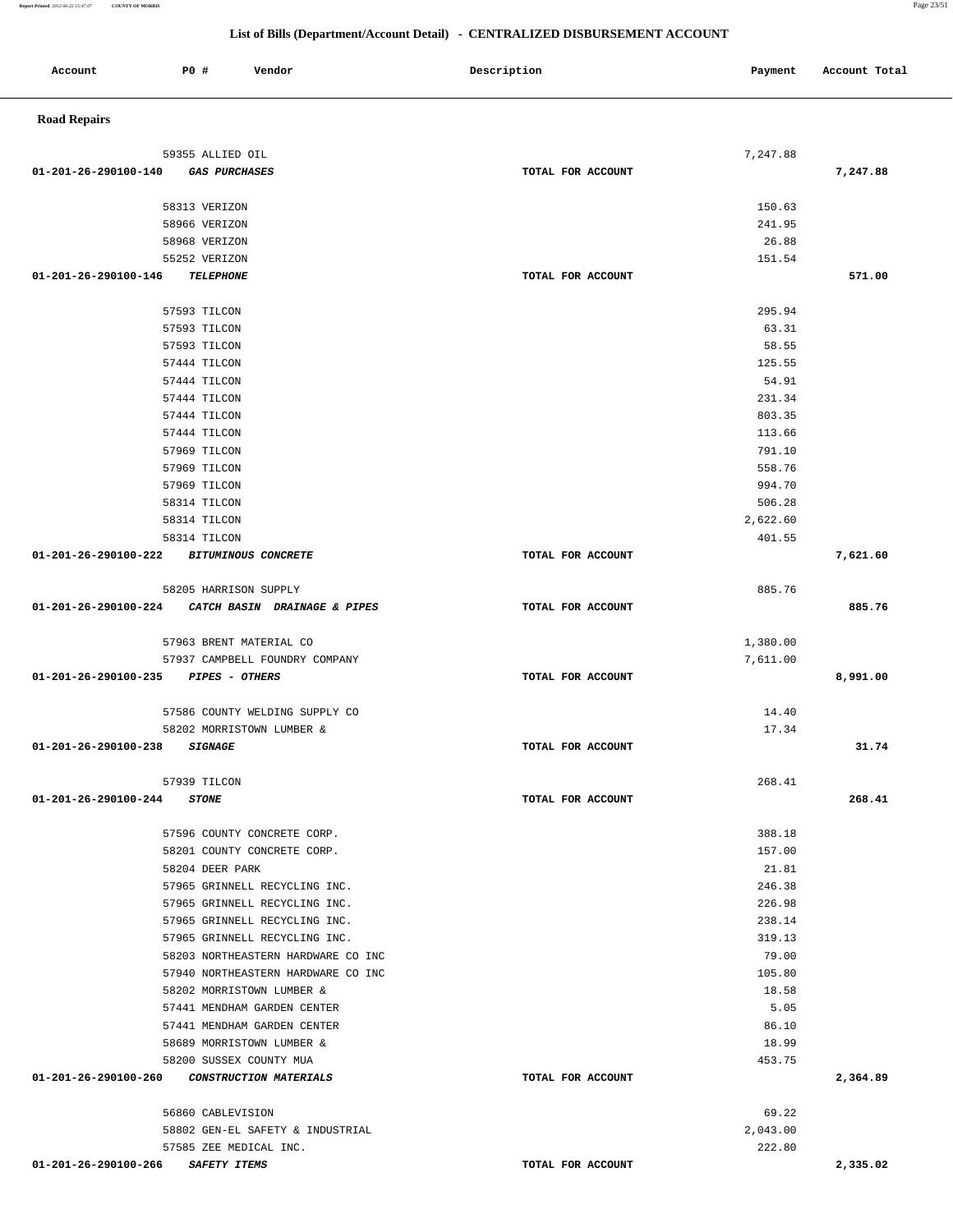# List of Bills (Department/Account Detail) - CENTRALIZED DISBURSEMENT ACCOUNT

| Account | PO # | Vendor | Description | Payment | Account Total |
|---|---|---|---|---|---|

**Road Repairs**

| Account | PO # | Vendor | Description | Payment | Account Total |
|---|---|---|---|---|---|
| | 59355 | ALLIED OIL | | 7,247.88 | |
| 01-201-26-290100-140 | | *GAS PURCHASES* | TOTAL FOR ACCOUNT | | 7,247.88 |
| | 58313 | VERIZON | | 150.63 | |
| | 58966 | VERIZON | | 241.95 | |
| | 58968 | VERIZON | | 26.88 | |
| | 55252 | VERIZON | | 151.54 | |
| 01-201-26-290100-146 | | *TELEPHONE* | TOTAL FOR ACCOUNT | | 571.00 |
| | 57593 | TILCON | | 295.94 | |
| | 57593 | TILCON | | 63.31 | |
| | 57593 | TILCON | | 58.55 | |
| | 57444 | TILCON | | 125.55 | |
| | 57444 | TILCON | | 54.91 | |
| | 57444 | TILCON | | 231.34 | |
| | 57444 | TILCON | | 803.35 | |
| | 57444 | TILCON | | 113.66 | |
| | 57969 | TILCON | | 791.10 | |
| | 57969 | TILCON | | 558.76 | |
| | 57969 | TILCON | | 994.70 | |
| | 58314 | TILCON | | 506.28 | |
| | 58314 | TILCON | | 2,622.60 | |
| | 58314 | TILCON | | 401.55 | |
| 01-201-26-290100-222 | | *BITUMINOUS CONCRETE* | TOTAL FOR ACCOUNT | | 7,621.60 |
| | 58205 | HARRISON SUPPLY | | 885.76 | |
| 01-201-26-290100-224 | | *CATCH BASIN DRAINAGE & PIPES* | TOTAL FOR ACCOUNT | | 885.76 |
| | 57963 | BRENT MATERIAL CO | | 1,380.00 | |
| | 57937 | CAMPBELL FOUNDRY COMPANY | | 7,611.00 | |
| 01-201-26-290100-235 | | *PIPES - OTHERS* | TOTAL FOR ACCOUNT | | 8,991.00 |
| | 57586 | COUNTY WELDING SUPPLY CO | | 14.40 | |
| | 58202 | MORRISTOWN LUMBER & | | 17.34 | |
| 01-201-26-290100-238 | | *SIGNAGE* | TOTAL FOR ACCOUNT | | 31.74 |
| | 57939 | TILCON | | 268.41 | |
| 01-201-26-290100-244 | | *STONE* | TOTAL FOR ACCOUNT | | 268.41 |
| | 57596 | COUNTY CONCRETE CORP. | | 388.18 | |
| | 58201 | COUNTY CONCRETE CORP. | | 157.00 | |
| | 58204 | DEER PARK | | 21.81 | |
| | 57965 | GRINNELL RECYCLING INC. | | 246.38 | |
| | 57965 | GRINNELL RECYCLING INC. | | 226.98 | |
| | 57965 | GRINNELL RECYCLING INC. | | 238.14 | |
| | 57965 | GRINNELL RECYCLING INC. | | 319.13 | |
| | 58203 | NORTHEASTERN HARDWARE CO INC | | 79.00 | |
| | 57940 | NORTHEASTERN HARDWARE CO INC | | 105.80 | |
| | 58202 | MORRISTOWN LUMBER & | | 18.58 | |
| | 57441 | MENDHAM GARDEN CENTER | | 5.05 | |
| | 57441 | MENDHAM GARDEN CENTER | | 86.10 | |
| | 58689 | MORRISTOWN LUMBER & | | 18.99 | |
| | 58200 | SUSSEX COUNTY MUA | | 453.75 | |
| 01-201-26-290100-260 | | *CONSTRUCTION MATERIALS* | TOTAL FOR ACCOUNT | | 2,364.89 |
| | 56860 | CABLEVISION | | 69.22 | |
| | 58802 | GEN-EL SAFETY & INDUSTRIAL | | 2,043.00 | |
| | 57585 | ZEE MEDICAL INC. | | 222.80 | |
| 01-201-26-290100-266 | | *SAFETY ITEMS* | TOTAL FOR ACCOUNT | | 2,335.02 |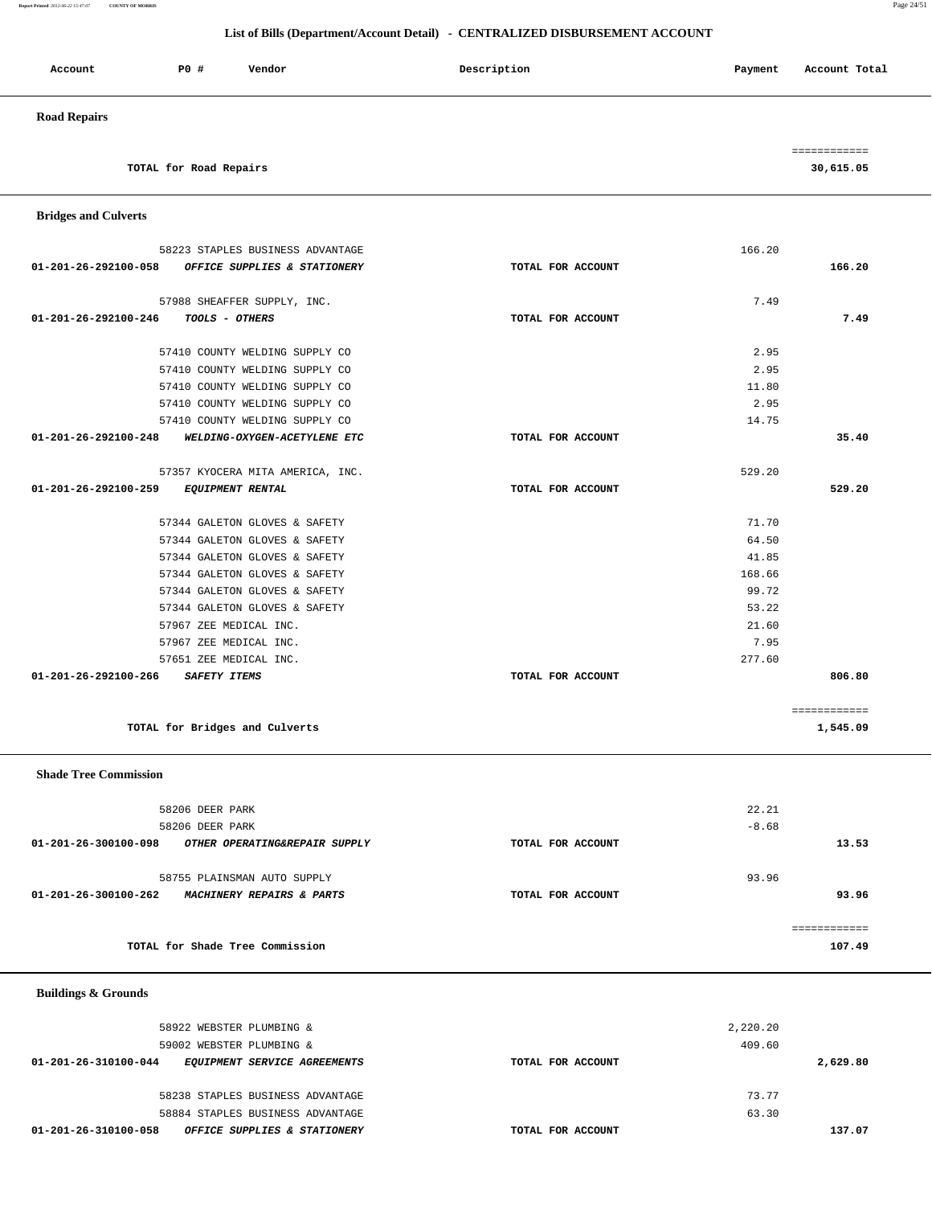## List of Bills (Department/Account Detail) - CENTRALIZED DISBURSEMENT ACCOUNT

| Account | PO # | Vendor | Description | Payment | Account Total |
|---|---|---|---|---|---|

### Road Repairs

| | | | | |
|---|---|---|---|---|
| TOTAL for Road Repairs | | | | 30,615.05 |

### Bridges and Culverts

| Account | PO # Vendor | Description | Payment | Account Total |
|---|---|---|---|---|
| | 58223 STAPLES BUSINESS ADVANTAGE | | 166.20 | |
| 01-201-26-292100-058 | ***OFFICE SUPPLIES & STATIONERY*** | TOTAL FOR ACCOUNT | | 166.20 |
| | 57988 SHEAFFER SUPPLY, INC. | | 7.49 | |
| 01-201-26-292100-246 | ***TOOLS - OTHERS*** | TOTAL FOR ACCOUNT | | 7.49 |
| | 57410 COUNTY WELDING SUPPLY CO | | 2.95 | |
| | 57410 COUNTY WELDING SUPPLY CO | | 2.95 | |
| | 57410 COUNTY WELDING SUPPLY CO | | 11.80 | |
| | 57410 COUNTY WELDING SUPPLY CO | | 2.95 | |
| | 57410 COUNTY WELDING SUPPLY CO | | 14.75 | |
| 01-201-26-292100-248 | ***WELDING-OXYGEN-ACETYLENE ETC*** | TOTAL FOR ACCOUNT | | 35.40 |
| | 57357 KYOCERA MITA AMERICA, INC. | | 529.20 | |
| 01-201-26-292100-259 | ***EQUIPMENT RENTAL*** | TOTAL FOR ACCOUNT | | 529.20 |
| | 57344 GALETON GLOVES & SAFETY | | 71.70 | |
| | 57344 GALETON GLOVES & SAFETY | | 64.50 | |
| | 57344 GALETON GLOVES & SAFETY | | 41.85 | |
| | 57344 GALETON GLOVES & SAFETY | | 168.66 | |
| | 57344 GALETON GLOVES & SAFETY | | 99.72 | |
| | 57344 GALETON GLOVES & SAFETY | | 53.22 | |
| | 57967 ZEE MEDICAL INC. | | 21.60 | |
| | 57967 ZEE MEDICAL INC. | | 7.95 | |
| | 57651 ZEE MEDICAL INC. | | 277.60 | |
| 01-201-26-292100-266 | ***SAFETY ITEMS*** | TOTAL FOR ACCOUNT | | 806.80 |
| | TOTAL for Bridges and Culverts | | | 1,545.09 |

### Shade Tree Commission

| Account | PO # Vendor | Description | Payment | Account Total |
|---|---|---|---|---|
| | 58206 DEER PARK | | 22.21 | |
| | 58206 DEER PARK | | -8.68 | |
| 01-201-26-300100-098 | ***OTHER OPERATING&REPAIR SUPPLY*** | TOTAL FOR ACCOUNT | | 13.53 |
| | 58755 PLAINSMAN AUTO SUPPLY | | 93.96 | |
| 01-201-26-300100-262 | ***MACHINERY REPAIRS & PARTS*** | TOTAL FOR ACCOUNT | | 93.96 |
| | TOTAL for Shade Tree Commission | | | 107.49 |

### Buildings & Grounds

| Account | PO # Vendor | Description | Payment | Account Total |
|---|---|---|---|---|
| | 58922 WEBSTER PLUMBING & | | 2,220.20 | |
| | 59002 WEBSTER PLUMBING & | | 409.60 | |
| 01-201-26-310100-044 | ***EQUIPMENT SERVICE AGREEMENTS*** | TOTAL FOR ACCOUNT | | 2,629.80 |
| | 58238 STAPLES BUSINESS ADVANTAGE | | 73.77 | |
| | 58884 STAPLES BUSINESS ADVANTAGE | | 63.30 | |
| 01-201-26-310100-058 | ***OFFICE SUPPLIES & STATIONERY*** | TOTAL FOR ACCOUNT | | 137.07 |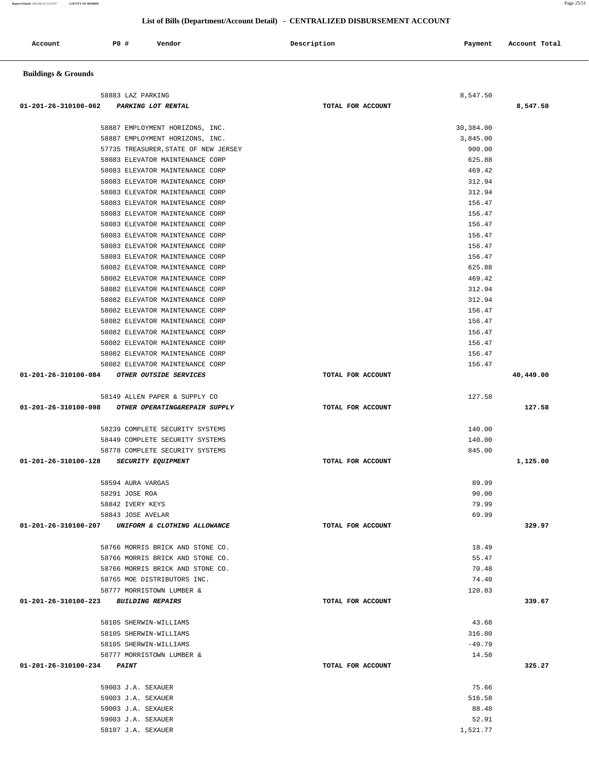## List of Bills (Department/Account Detail) - CENTRALIZED DISBURSEMENT ACCOUNT

| Account | PO # | Vendor | Description | Payment | Account Total |
|---|---|---|---|---|---|

### Buildings & Grounds

| Account | PO # | Vendor | Description | Payment | Account Total |
|---|---|---|---|---|---|
| | 58883 | LAZ PARKING | | 8,547.50 | |
| 01-201-26-310100-062 | | *PARKING LOT RENTAL* | TOTAL FOR ACCOUNT | | 8,547.50 |
| | 58887 | EMPLOYMENT HORIZONS, INC. | | 30,384.00 | |
| | 58887 | EMPLOYMENT HORIZONS, INC. | | 3,845.00 | |
| | 57735 | TREASURER,STATE OF NEW JERSEY | | 900.00 | |
| | 58083 | ELEVATOR MAINTENANCE CORP | | 625.88 | |
| | 58083 | ELEVATOR MAINTENANCE CORP | | 469.42 | |
| | 58083 | ELEVATOR MAINTENANCE CORP | | 312.94 | |
| | 58083 | ELEVATOR MAINTENANCE CORP | | 312.94 | |
| | 58083 | ELEVATOR MAINTENANCE CORP | | 156.47 | |
| | 58083 | ELEVATOR MAINTENANCE CORP | | 156.47 | |
| | 58083 | ELEVATOR MAINTENANCE CORP | | 156.47 | |
| | 58083 | ELEVATOR MAINTENANCE CORP | | 156.47 | |
| | 58083 | ELEVATOR MAINTENANCE CORP | | 156.47 | |
| | 58083 | ELEVATOR MAINTENANCE CORP | | 156.47 | |
| | 58082 | ELEVATOR MAINTENANCE CORP | | 625.88 | |
| | 58082 | ELEVATOR MAINTENANCE CORP | | 469.42 | |
| | 58082 | ELEVATOR MAINTENANCE CORP | | 312.94 | |
| | 58082 | ELEVATOR MAINTENANCE CORP | | 312.94 | |
| | 58082 | ELEVATOR MAINTENANCE CORP | | 156.47 | |
| | 58082 | ELEVATOR MAINTENANCE CORP | | 156.47 | |
| | 58082 | ELEVATOR MAINTENANCE CORP | | 156.47 | |
| | 58082 | ELEVATOR MAINTENANCE CORP | | 156.47 | |
| | 58082 | ELEVATOR MAINTENANCE CORP | | 156.47 | |
| | 58082 | ELEVATOR MAINTENANCE CORP | | 156.47 | |
| 01-201-26-310100-084 | | *OTHER OUTSIDE SERVICES* | TOTAL FOR ACCOUNT | | 40,449.00 |
| | 58149 | ALLEN PAPER & SUPPLY CO | | 127.58 | |
| 01-201-26-310100-098 | | *OTHER OPERATING&REPAIR SUPPLY* | TOTAL FOR ACCOUNT | | 127.58 |
| | 58239 | COMPLETE SECURITY SYSTEMS | | 140.00 | |
| | 58449 | COMPLETE SECURITY SYSTEMS | | 140.00 | |
| | 58778 | COMPLETE SECURITY SYSTEMS | | 845.00 | |
| 01-201-26-310100-128 | | *SECURITY EQUIPMENT* | TOTAL FOR ACCOUNT | | 1,125.00 |
| | 58594 | AURA VARGAS | | 89.99 | |
| | 58291 | JOSE ROA | | 90.00 | |
| | 58842 | IVERY KEYS | | 79.99 | |
| | 58843 | JOSE AVELAR | | 69.99 | |
| 01-201-26-310100-207 | | *UNIFORM & CLOTHING ALLOWANCE* | TOTAL FOR ACCOUNT | | 329.97 |
| | 58766 | MORRIS BRICK AND STONE CO. | | 18.49 | |
| | 58766 | MORRIS BRICK AND STONE CO. | | 55.47 | |
| | 58766 | MORRIS BRICK AND STONE CO. | | 70.48 | |
| | 58765 | MOE DISTRIBUTORS INC. | | 74.40 | |
| | 58777 | MORRISTOWN LUMBER & | | 120.83 | |
| 01-201-26-310100-223 | | *BUILDING REPAIRS* | TOTAL FOR ACCOUNT | | 339.67 |
| | 58105 | SHERWIN-WILLIAMS | | 43.68 | |
| | 58105 | SHERWIN-WILLIAMS | | 316.80 | |
| | 58105 | SHERWIN-WILLIAMS | | -49.79 | |
| | 58777 | MORRISTOWN LUMBER & | | 14.58 | |
| 01-201-26-310100-234 | | *PAINT* | TOTAL FOR ACCOUNT | | 325.27 |
| | 59003 | J.A. SEXAUER | | 75.66 | |
| | 59003 | J.A. SEXAUER | | 516.58 | |
| | 59003 | J.A. SEXAUER | | 88.48 | |
| | 59003 | J.A. SEXAUER | | 52.91 | |
| | 58107 | J.A. SEXAUER | | 1,521.77 | |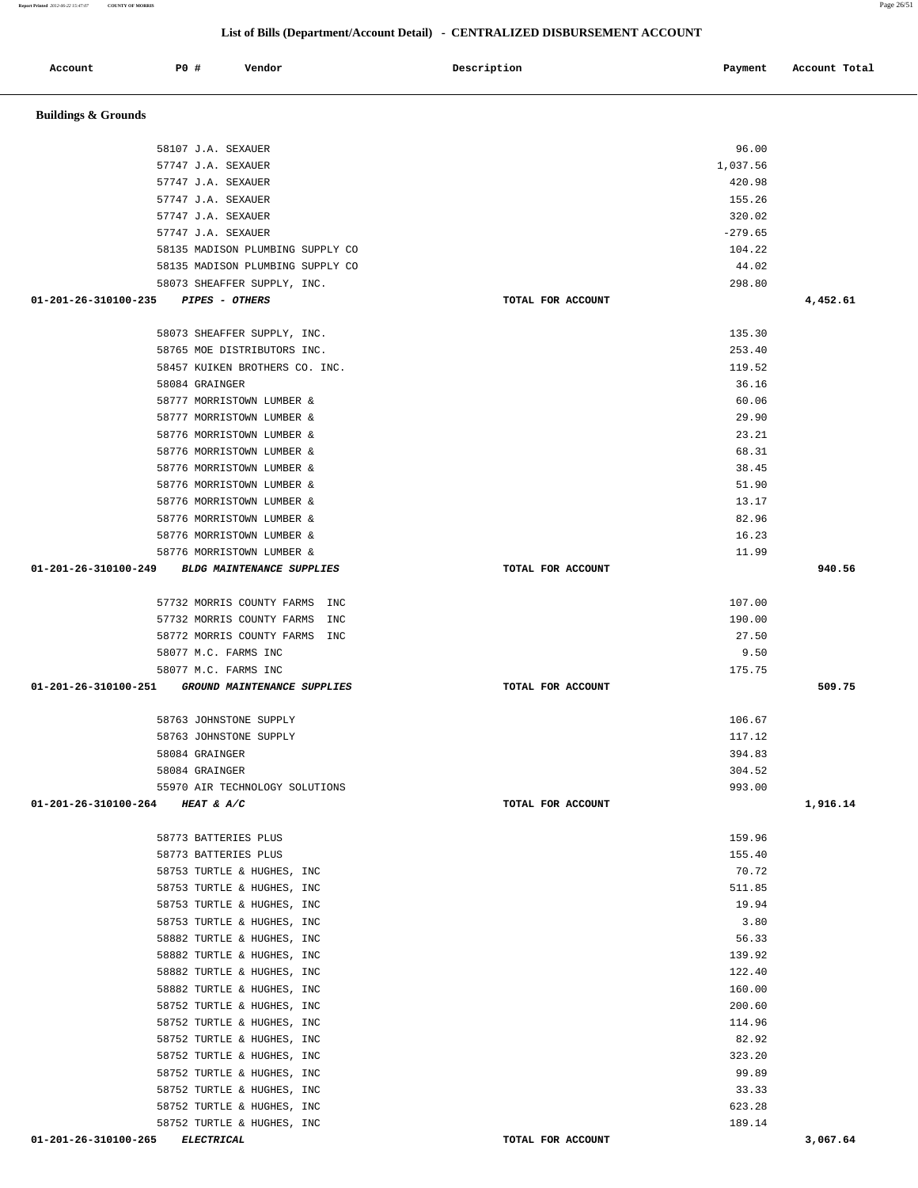## List of Bills (Department/Account Detail) - CENTRALIZED DISBURSEMENT ACCOUNT

| Account | PO # | Vendor | Description | Payment | Account Total |
|---|---|---|---|---|---|

### Buildings & Grounds

| Account | PO # | Vendor | Description | Payment | Account Total |
|---|---|---|---|---|---|
| | 58107 | J.A. SEXAUER | | 96.00 | |
| | 57747 | J.A. SEXAUER | | 1,037.56 | |
| | 57747 | J.A. SEXAUER | | 420.98 | |
| | 57747 | J.A. SEXAUER | | 155.26 | |
| | 57747 | J.A. SEXAUER | | 320.02 | |
| | 57747 | J.A. SEXAUER | | -279.65 | |
| | 58135 | MADISON PLUMBING SUPPLY CO | | 104.22 | |
| | 58135 | MADISON PLUMBING SUPPLY CO | | 44.02 | |
| | 58073 | SHEAFFER SUPPLY, INC. | | 298.80 | |
| **01-201-26-310100-235** | | ***PIPES - OTHERS*** | TOTAL FOR ACCOUNT | | **4,452.61** |
| | 58073 | SHEAFFER SUPPLY, INC. | | 135.30 | |
| | 58765 | MOE DISTRIBUTORS INC. | | 253.40 | |
| | 58457 | KUIKEN BROTHERS CO. INC. | | 119.52 | |
| | 58084 | GRAINGER | | 36.16 | |
| | 58777 | MORRISTOWN LUMBER & | | 60.06 | |
| | 58777 | MORRISTOWN LUMBER & | | 29.90 | |
| | 58776 | MORRISTOWN LUMBER & | | 23.21 | |
| | 58776 | MORRISTOWN LUMBER & | | 68.31 | |
| | 58776 | MORRISTOWN LUMBER & | | 38.45 | |
| | 58776 | MORRISTOWN LUMBER & | | 51.90 | |
| | 58776 | MORRISTOWN LUMBER & | | 13.17 | |
| | 58776 | MORRISTOWN LUMBER & | | 82.96 | |
| | 58776 | MORRISTOWN LUMBER & | | 16.23 | |
| | 58776 | MORRISTOWN LUMBER & | | 11.99 | |
| **01-201-26-310100-249** | | ***BLDG MAINTENANCE SUPPLIES*** | TOTAL FOR ACCOUNT | | **940.56** |
| | 57732 | MORRIS COUNTY FARMS INC | | 107.00 | |
| | 57732 | MORRIS COUNTY FARMS INC | | 190.00 | |
| | 58772 | MORRIS COUNTY FARMS INC | | 27.50 | |
| | 58077 | M.C. FARMS INC | | 9.50 | |
| | 58077 | M.C. FARMS INC | | 175.75 | |
| **01-201-26-310100-251** | | ***GROUND MAINTENANCE SUPPLIES*** | TOTAL FOR ACCOUNT | | **509.75** |
| | 58763 | JOHNSTONE SUPPLY | | 106.67 | |
| | 58763 | JOHNSTONE SUPPLY | | 117.12 | |
| | 58084 | GRAINGER | | 394.83 | |
| | 58084 | GRAINGER | | 304.52 | |
| | 55970 | AIR TECHNOLOGY SOLUTIONS | | 993.00 | |
| **01-201-26-310100-264** | | ***HEAT & A/C*** | TOTAL FOR ACCOUNT | | **1,916.14** |
| | 58773 | BATTERIES PLUS | | 159.96 | |
| | 58773 | BATTERIES PLUS | | 155.40 | |
| | 58753 | TURTLE & HUGHES, INC | | 70.72 | |
| | 58753 | TURTLE & HUGHES, INC | | 511.85 | |
| | 58753 | TURTLE & HUGHES, INC | | 19.94 | |
| | 58753 | TURTLE & HUGHES, INC | | 3.80 | |
| | 58882 | TURTLE & HUGHES, INC | | 56.33 | |
| | 58882 | TURTLE & HUGHES, INC | | 139.92 | |
| | 58882 | TURTLE & HUGHES, INC | | 122.40 | |
| | 58882 | TURTLE & HUGHES, INC | | 160.00 | |
| | 58752 | TURTLE & HUGHES, INC | | 200.60 | |
| | 58752 | TURTLE & HUGHES, INC | | 114.96 | |
| | 58752 | TURTLE & HUGHES, INC | | 82.92 | |
| | 58752 | TURTLE & HUGHES, INC | | 323.20 | |
| | 58752 | TURTLE & HUGHES, INC | | 99.89 | |
| | 58752 | TURTLE & HUGHES, INC | | 33.33 | |
| | 58752 | TURTLE & HUGHES, INC | | 623.28 | |
| | 58752 | TURTLE & HUGHES, INC | | 189.14 | |
| **01-201-26-310100-265** | | ***ELECTRICAL*** | TOTAL FOR ACCOUNT | | **3,067.64** |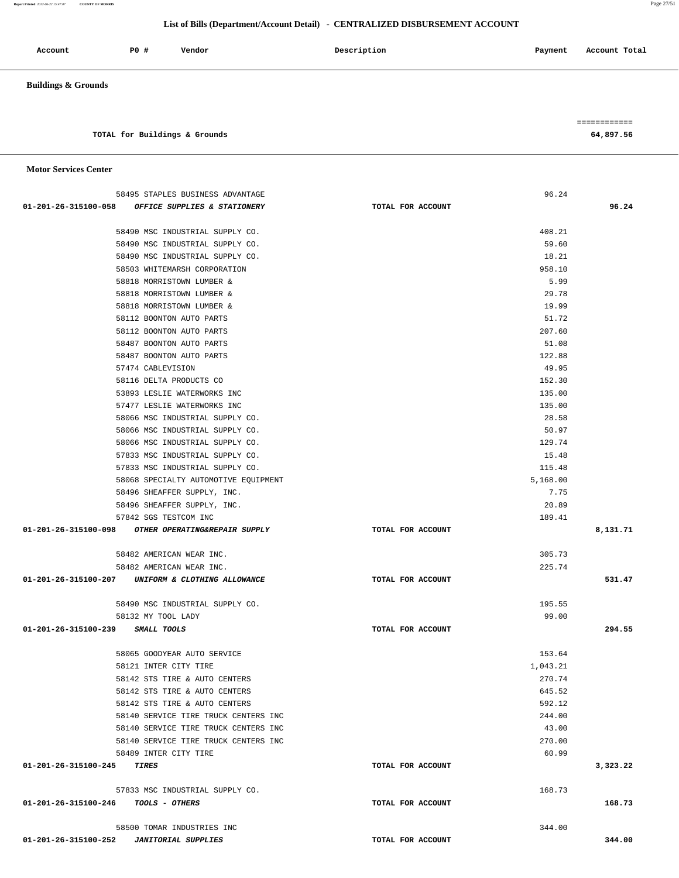# List of Bills (Department/Account Detail) - CENTRALIZED DISBURSEMENT ACCOUNT

| Account | PO # | Vendor | Description | Payment | Account Total |
|---|---|---|---|---|---|

**Buildings & Grounds**

| | | | | | |
|---|---|---|---|---|---|
| | | TOTAL for Buildings & Grounds | | | 64,897.56 |

**Motor Services Center**

| Account | PO # | Vendor | Description | Payment | Account Total |
|---|---|---|---|---|---|
| | 58495 | STAPLES BUSINESS ADVANTAGE | | 96.24 | |
| 01-201-26-315100-058 | | *OFFICE SUPPLIES & STATIONERY* | TOTAL FOR ACCOUNT | | 96.24 |
| | 58490 | MSC INDUSTRIAL SUPPLY CO. | | 408.21 | |
| | 58490 | MSC INDUSTRIAL SUPPLY CO. | | 59.60 | |
| | 58490 | MSC INDUSTRIAL SUPPLY CO. | | 18.21 | |
| | 58503 | WHITEMARSH CORPORATION | | 958.10 | |
| | 58818 | MORRISTOWN LUMBER & | | 5.99 | |
| | 58818 | MORRISTOWN LUMBER & | | 29.78 | |
| | 58818 | MORRISTOWN LUMBER & | | 19.99 | |
| | 58112 | BOONTON AUTO PARTS | | 51.72 | |
| | 58112 | BOONTON AUTO PARTS | | 207.60 | |
| | 58487 | BOONTON AUTO PARTS | | 51.08 | |
| | 58487 | BOONTON AUTO PARTS | | 122.88 | |
| | 57474 | CABLEVISION | | 49.95 | |
| | 58116 | DELTA PRODUCTS CO | | 152.30 | |
| | 53893 | LESLIE WATERWORKS INC | | 135.00 | |
| | 57477 | LESLIE WATERWORKS INC | | 135.00 | |
| | 58066 | MSC INDUSTRIAL SUPPLY CO. | | 28.58 | |
| | 58066 | MSC INDUSTRIAL SUPPLY CO. | | 50.97 | |
| | 58066 | MSC INDUSTRIAL SUPPLY CO. | | 129.74 | |
| | 57833 | MSC INDUSTRIAL SUPPLY CO. | | 15.48 | |
| | 57833 | MSC INDUSTRIAL SUPPLY CO. | | 115.48 | |
| | 58068 | SPECIALTY AUTOMOTIVE EQUIPMENT | | 5,168.00 | |
| | 58496 | SHEAFFER SUPPLY, INC. | | 7.75 | |
| | 58496 | SHEAFFER SUPPLY, INC. | | 20.89 | |
| | 57842 | SGS TESTCOM INC | | 189.41 | |
| 01-201-26-315100-098 | | *OTHER OPERATING&REPAIR SUPPLY* | TOTAL FOR ACCOUNT | | 8,131.71 |
| | 58482 | AMERICAN WEAR INC. | | 305.73 | |
| | 58482 | AMERICAN WEAR INC. | | 225.74 | |
| 01-201-26-315100-207 | | *UNIFORM & CLOTHING ALLOWANCE* | TOTAL FOR ACCOUNT | | 531.47 |
| | 58490 | MSC INDUSTRIAL SUPPLY CO. | | 195.55 | |
| | 58132 | MY TOOL LADY | | 99.00 | |
| 01-201-26-315100-239 | | *SMALL TOOLS* | TOTAL FOR ACCOUNT | | 294.55 |
| | 58065 | GOODYEAR AUTO SERVICE | | 153.64 | |
| | 58121 | INTER CITY TIRE | | 1,043.21 | |
| | 58142 | STS TIRE & AUTO CENTERS | | 270.74 | |
| | 58142 | STS TIRE & AUTO CENTERS | | 645.52 | |
| | 58142 | STS TIRE & AUTO CENTERS | | 592.12 | |
| | 58140 | SERVICE TIRE TRUCK CENTERS INC | | 244.00 | |
| | 58140 | SERVICE TIRE TRUCK CENTERS INC | | 43.00 | |
| | 58140 | SERVICE TIRE TRUCK CENTERS INC | | 270.00 | |
| | 58489 | INTER CITY TIRE | | 60.99 | |
| 01-201-26-315100-245 | | *TIRES* | TOTAL FOR ACCOUNT | | 3,323.22 |
| | 57833 | MSC INDUSTRIAL SUPPLY CO. | | 168.73 | |
| 01-201-26-315100-246 | | *TOOLS - OTHERS* | TOTAL FOR ACCOUNT | | 168.73 |
| | 58500 | TOMAR INDUSTRIES INC | | 344.00 | |
| 01-201-26-315100-252 | | *JANITORIAL SUPPLIES* | TOTAL FOR ACCOUNT | | 344.00 |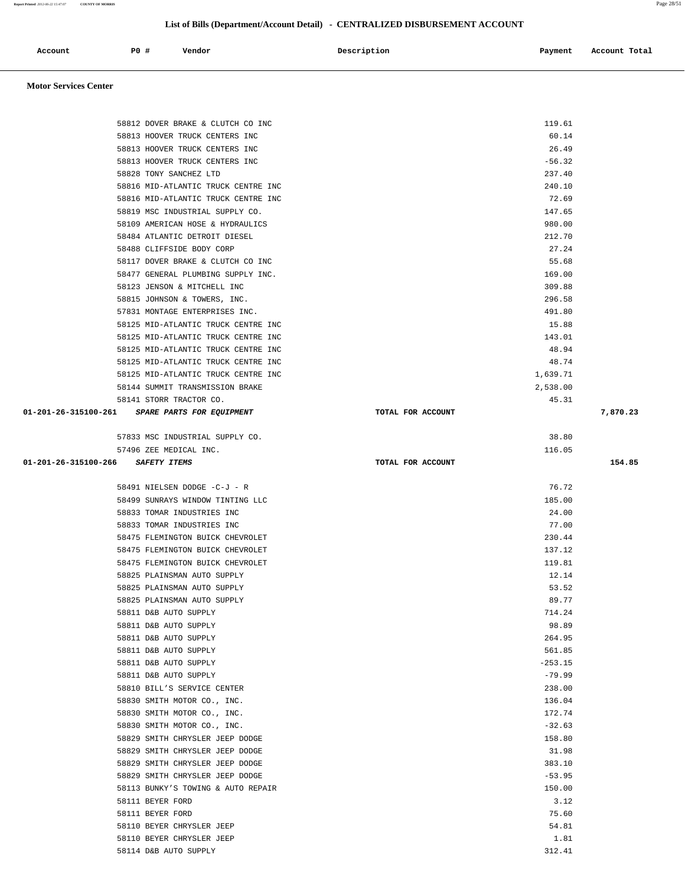## List of Bills (Department/Account Detail) - CENTRALIZED DISBURSEMENT ACCOUNT

| Account | PO # | Vendor | Description | Payment | Account Total |
|---|---|---|---|---|---|

**Motor Services Center**

| Account | PO # | Vendor | Description | Payment | Account Total |
|---|---|---|---|---|---|
| | 58812 | DOVER BRAKE & CLUTCH CO INC | | 119.61 | |
| | 58813 | HOOVER TRUCK CENTERS INC | | 60.14 | |
| | 58813 | HOOVER TRUCK CENTERS INC | | 26.49 | |
| | 58813 | HOOVER TRUCK CENTERS INC | | -56.32 | |
| | 58828 | TONY SANCHEZ LTD | | 237.40 | |
| | 58816 | MID-ATLANTIC TRUCK CENTRE INC | | 240.10 | |
| | 58816 | MID-ATLANTIC TRUCK CENTRE INC | | 72.69 | |
| | 58819 | MSC INDUSTRIAL SUPPLY CO. | | 147.65 | |
| | 58109 | AMERICAN HOSE & HYDRAULICS | | 980.00 | |
| | 58484 | ATLANTIC DETROIT DIESEL | | 212.70 | |
| | 58488 | CLIFFSIDE BODY CORP | | 27.24 | |
| | 58117 | DOVER BRAKE & CLUTCH CO INC | | 55.68 | |
| | 58477 | GENERAL PLUMBING SUPPLY INC. | | 169.00 | |
| | 58123 | JENSON & MITCHELL INC | | 309.88 | |
| | 58815 | JOHNSON & TOWERS, INC. | | 296.58 | |
| | 57831 | MONTAGE ENTERPRISES INC. | | 491.80 | |
| | 58125 | MID-ATLANTIC TRUCK CENTRE INC | | 15.88 | |
| | 58125 | MID-ATLANTIC TRUCK CENTRE INC | | 143.01 | |
| | 58125 | MID-ATLANTIC TRUCK CENTRE INC | | 48.94 | |
| | 58125 | MID-ATLANTIC TRUCK CENTRE INC | | 48.74 | |
| | 58125 | MID-ATLANTIC TRUCK CENTRE INC | | 1,639.71 | |
| | 58144 | SUMMIT TRANSMISSION BRAKE | | 2,538.00 | |
| | 58141 | STORR TRACTOR CO. | | 45.31 | |
| **01-201-26-315100-261** | | ***SPARE PARTS FOR EQUIPMENT*** | **TOTAL FOR ACCOUNT** | | **7,870.23** |
| | 57833 | MSC INDUSTRIAL SUPPLY CO. | | 38.80 | |
| | 57496 | ZEE MEDICAL INC. | | 116.05 | |
| **01-201-26-315100-266** | | ***SAFETY ITEMS*** | **TOTAL FOR ACCOUNT** | | **154.85** |
| | 58491 | NIELSEN DODGE -C-J - R | | 76.72 | |
| | 58499 | SUNRAYS WINDOW TINTING LLC | | 185.00 | |
| | 58833 | TOMAR INDUSTRIES INC | | 24.00 | |
| | 58833 | TOMAR INDUSTRIES INC | | 77.00 | |
| | 58475 | FLEMINGTON BUICK CHEVROLET | | 230.44 | |
| | 58475 | FLEMINGTON BUICK CHEVROLET | | 137.12 | |
| | 58475 | FLEMINGTON BUICK CHEVROLET | | 119.81 | |
| | 58825 | PLAINSMAN AUTO SUPPLY | | 12.14 | |
| | 58825 | PLAINSMAN AUTO SUPPLY | | 53.52 | |
| | 58825 | PLAINSMAN AUTO SUPPLY | | 89.77 | |
| | 58811 | D&B AUTO SUPPLY | | 714.24 | |
| | 58811 | D&B AUTO SUPPLY | | 98.89 | |
| | 58811 | D&B AUTO SUPPLY | | 264.95 | |
| | 58811 | D&B AUTO SUPPLY | | 561.85 | |
| | 58811 | D&B AUTO SUPPLY | | -253.15 | |
| | 58811 | D&B AUTO SUPPLY | | -79.99 | |
| | 58810 | BILL'S SERVICE CENTER | | 238.00 | |
| | 58830 | SMITH MOTOR CO., INC. | | 136.04 | |
| | 58830 | SMITH MOTOR CO., INC. | | 172.74 | |
| | 58830 | SMITH MOTOR CO., INC. | | -32.63 | |
| | 58829 | SMITH CHRYSLER JEEP DODGE | | 158.80 | |
| | 58829 | SMITH CHRYSLER JEEP DODGE | | 31.98 | |
| | 58829 | SMITH CHRYSLER JEEP DODGE | | 383.10 | |
| | 58829 | SMITH CHRYSLER JEEP DODGE | | -53.95 | |
| | 58113 | BUNKY'S TOWING & AUTO REPAIR | | 150.00 | |
| | 58111 | BEYER FORD | | 3.12 | |
| | 58111 | BEYER FORD | | 75.60 | |
| | 58110 | BEYER CHRYSLER JEEP | | 54.81 | |
| | 58110 | BEYER CHRYSLER JEEP | | 1.81 | |
| | 58114 | D&B AUTO SUPPLY | | 312.41 | |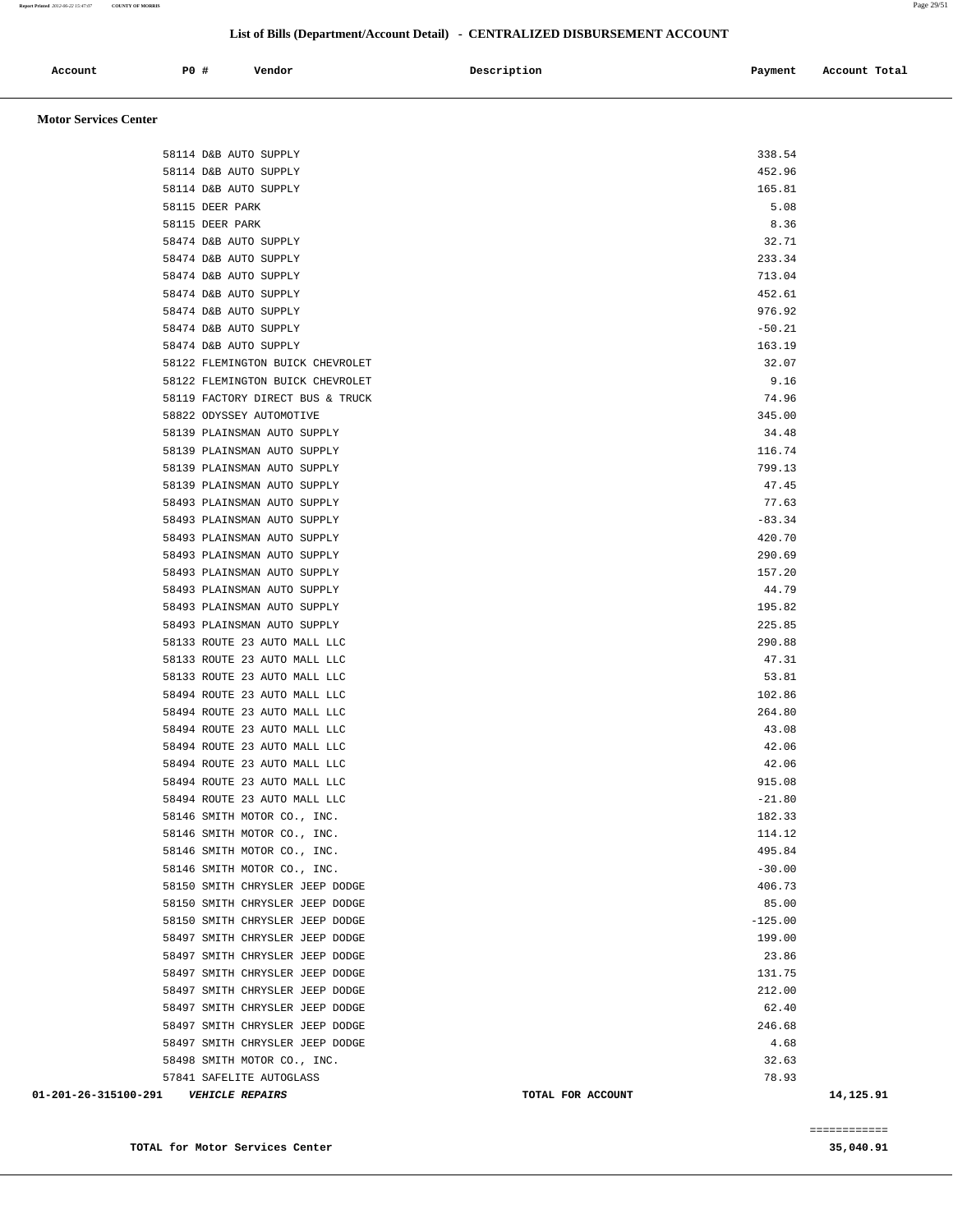## List of Bills (Department/Account Detail) - CENTRALIZED DISBURSEMENT ACCOUNT

| Account | PO # | Vendor | Description | Payment | Account Total |
|---|---|---|---|---|---|

### Motor Services Center

| Account | PO # | Vendor | Description | Payment | Account Total |
|---|---|---|---|---|---|
| | 58114 | D&B AUTO SUPPLY | | 338.54 | |
| | 58114 | D&B AUTO SUPPLY | | 452.96 | |
| | 58114 | D&B AUTO SUPPLY | | 165.81 | |
| | 58115 | DEER PARK | | 5.08 | |
| | 58115 | DEER PARK | | 8.36 | |
| | 58474 | D&B AUTO SUPPLY | | 32.71 | |
| | 58474 | D&B AUTO SUPPLY | | 233.34 | |
| | 58474 | D&B AUTO SUPPLY | | 713.04 | |
| | 58474 | D&B AUTO SUPPLY | | 452.61 | |
| | 58474 | D&B AUTO SUPPLY | | 976.92 | |
| | 58474 | D&B AUTO SUPPLY | | -50.21 | |
| | 58474 | D&B AUTO SUPPLY | | 163.19 | |
| | 58122 | FLEMINGTON BUICK CHEVROLET | | 32.07 | |
| | 58122 | FLEMINGTON BUICK CHEVROLET | | 9.16 | |
| | 58119 | FACTORY DIRECT BUS & TRUCK | | 74.96 | |
| | 58822 | ODYSSEY AUTOMOTIVE | | 345.00 | |
| | 58139 | PLAINSMAN AUTO SUPPLY | | 34.48 | |
| | 58139 | PLAINSMAN AUTO SUPPLY | | 116.74 | |
| | 58139 | PLAINSMAN AUTO SUPPLY | | 799.13 | |
| | 58139 | PLAINSMAN AUTO SUPPLY | | 47.45 | |
| | 58493 | PLAINSMAN AUTO SUPPLY | | 77.63 | |
| | 58493 | PLAINSMAN AUTO SUPPLY | | -83.34 | |
| | 58493 | PLAINSMAN AUTO SUPPLY | | 420.70 | |
| | 58493 | PLAINSMAN AUTO SUPPLY | | 290.69 | |
| | 58493 | PLAINSMAN AUTO SUPPLY | | 157.20 | |
| | 58493 | PLAINSMAN AUTO SUPPLY | | 44.79 | |
| | 58493 | PLAINSMAN AUTO SUPPLY | | 195.82 | |
| | 58493 | PLAINSMAN AUTO SUPPLY | | 225.85 | |
| | 58133 | ROUTE 23 AUTO MALL LLC | | 290.88 | |
| | 58133 | ROUTE 23 AUTO MALL LLC | | 47.31 | |
| | 58133 | ROUTE 23 AUTO MALL LLC | | 53.81 | |
| | 58494 | ROUTE 23 AUTO MALL LLC | | 102.86 | |
| | 58494 | ROUTE 23 AUTO MALL LLC | | 264.80 | |
| | 58494 | ROUTE 23 AUTO MALL LLC | | 43.08 | |
| | 58494 | ROUTE 23 AUTO MALL LLC | | 42.06 | |
| | 58494 | ROUTE 23 AUTO MALL LLC | | 42.06 | |
| | 58494 | ROUTE 23 AUTO MALL LLC | | 915.08 | |
| | 58494 | ROUTE 23 AUTO MALL LLC | | -21.80 | |
| | 58146 | SMITH MOTOR CO., INC. | | 182.33 | |
| | 58146 | SMITH MOTOR CO., INC. | | 114.12 | |
| | 58146 | SMITH MOTOR CO., INC. | | 495.84 | |
| | 58146 | SMITH MOTOR CO., INC. | | -30.00 | |
| | 58150 | SMITH CHRYSLER JEEP DODGE | | 406.73 | |
| | 58150 | SMITH CHRYSLER JEEP DODGE | | 85.00 | |
| | 58150 | SMITH CHRYSLER JEEP DODGE | | -125.00 | |
| | 58497 | SMITH CHRYSLER JEEP DODGE | | 199.00 | |
| | 58497 | SMITH CHRYSLER JEEP DODGE | | 23.86 | |
| | 58497 | SMITH CHRYSLER JEEP DODGE | | 131.75 | |
| | 58497 | SMITH CHRYSLER JEEP DODGE | | 212.00 | |
| | 58497 | SMITH CHRYSLER JEEP DODGE | | 62.40 | |
| | 58497 | SMITH CHRYSLER JEEP DODGE | | 246.68 | |
| | 58497 | SMITH CHRYSLER JEEP DODGE | | 4.68 | |
| | 58498 | SMITH MOTOR CO., INC. | | 32.63 | |
| | 57841 | SAFELITE AUTOGLASS | | 78.93 | |
| **01-201-26-315100-291** | | ***VEHICLE REPAIRS*** | **TOTAL FOR ACCOUNT** | | **14,125.91** |

**TOTAL for Motor Services Center** ============ **35,040.91**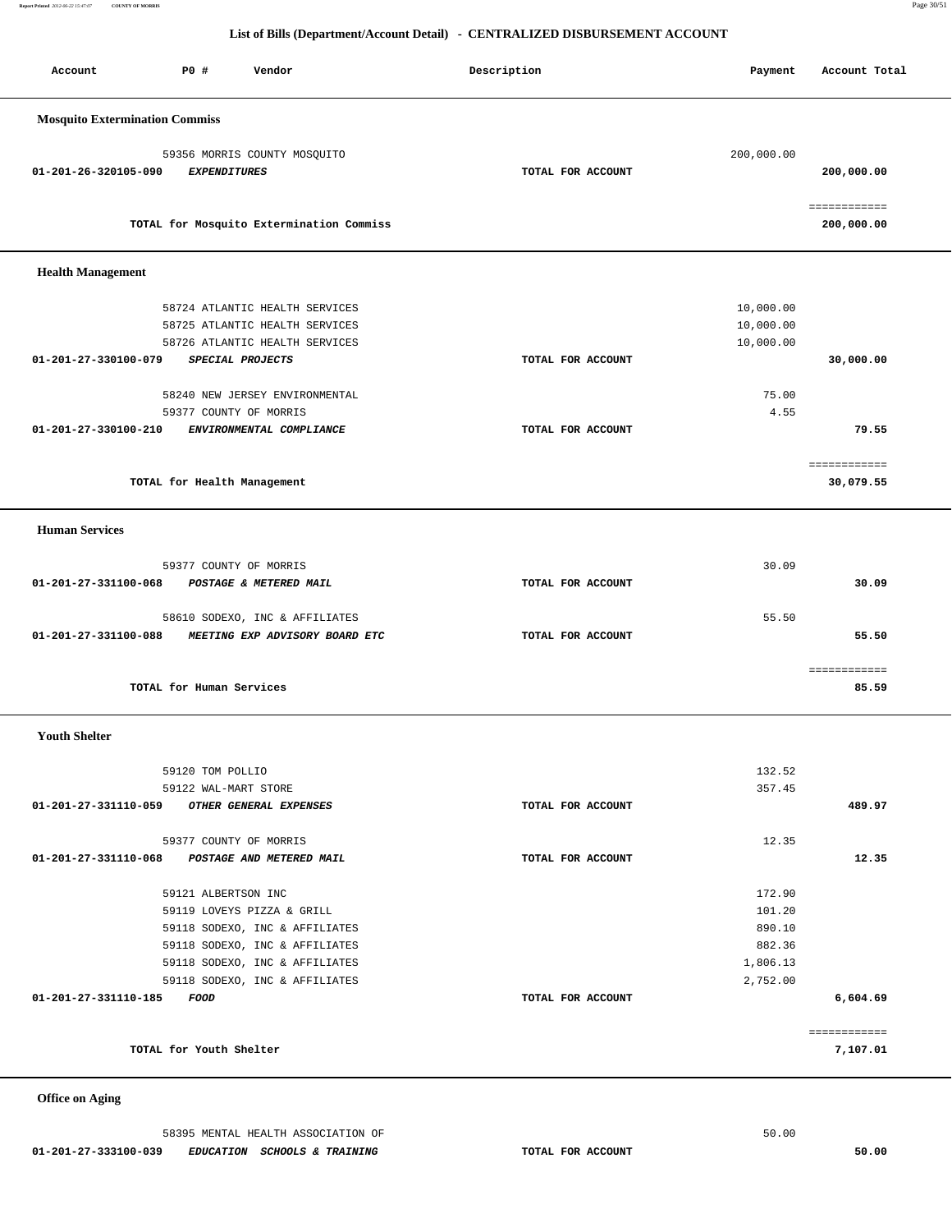## List of Bills (Department/Account Detail) - CENTRALIZED DISBURSEMENT ACCOUNT

| Account | PO # | Vendor | Description | Payment | Account Total |
|---|---|---|---|---|---|
| **Mosquito Extermination Commiss** | | | | | |
| | 59356 | MORRIS COUNTY MOSQUITO | | 200,000.00 | |
| **01-201-26-320105-090** | | ***EXPENDITURES*** | **TOTAL FOR ACCOUNT** | | **200,000.00** |
| | | **TOTAL for Mosquito Extermination Commiss** | | | **200,000.00** |
| **Health Management** | | | | | |
| | 58724 | ATLANTIC HEALTH SERVICES | | 10,000.00 | |
| | 58725 | ATLANTIC HEALTH SERVICES | | 10,000.00 | |
| | 58726 | ATLANTIC HEALTH SERVICES | | 10,000.00 | |
| **01-201-27-330100-079** | | ***SPECIAL PROJECTS*** | **TOTAL FOR ACCOUNT** | | **30,000.00** |
| | 58240 | NEW JERSEY ENVIRONMENTAL | | 75.00 | |
| | 59377 | COUNTY OF MORRIS | | 4.55 | |
| **01-201-27-330100-210** | | ***ENVIRONMENTAL COMPLIANCE*** | **TOTAL FOR ACCOUNT** | | **79.55** |
| | | **TOTAL for Health Management** | | | **30,079.55** |
| **Human Services** | | | | | |
| | 59377 | COUNTY OF MORRIS | | 30.09 | |
| **01-201-27-331100-068** | | ***POSTAGE & METERED MAIL*** | **TOTAL FOR ACCOUNT** | | **30.09** |
| | 58610 | SODEXO, INC & AFFILIATES | | 55.50 | |
| **01-201-27-331100-088** | | ***MEETING EXP ADVISORY BOARD ETC*** | **TOTAL FOR ACCOUNT** | | **55.50** |
| | | **TOTAL for Human Services** | | | **85.59** |
| **Youth Shelter** | | | | | |
| | 59120 | TOM POLLIO | | 132.52 | |
| | 59122 | WAL-MART STORE | | 357.45 | |
| **01-201-27-331110-059** | | ***OTHER GENERAL EXPENSES*** | **TOTAL FOR ACCOUNT** | | **489.97** |
| | 59377 | COUNTY OF MORRIS | | 12.35 | |
| **01-201-27-331110-068** | | ***POSTAGE AND METERED MAIL*** | **TOTAL FOR ACCOUNT** | | **12.35** |
| | 59121 | ALBERTSON INC | | 172.90 | |
| | 59119 | LOVEYS PIZZA & GRILL | | 101.20 | |
| | 59118 | SODEXO, INC & AFFILIATES | | 890.10 | |
| | 59118 | SODEXO, INC & AFFILIATES | | 882.36 | |
| | 59118 | SODEXO, INC & AFFILIATES | | 1,806.13 | |
| | 59118 | SODEXO, INC & AFFILIATES | | 2,752.00 | |
| **01-201-27-331110-185** | | ***FOOD*** | **TOTAL FOR ACCOUNT** | | **6,604.69** |
| | | **TOTAL for Youth Shelter** | | | **7,107.01** |
| **Office on Aging** | | | | | |
| | 58395 | MENTAL HEALTH ASSOCIATION OF | | 50.00 | |
| **01-201-27-333100-039** | | ***EDUCATION SCHOOLS & TRAINING*** | **TOTAL FOR ACCOUNT** | | **50.00** |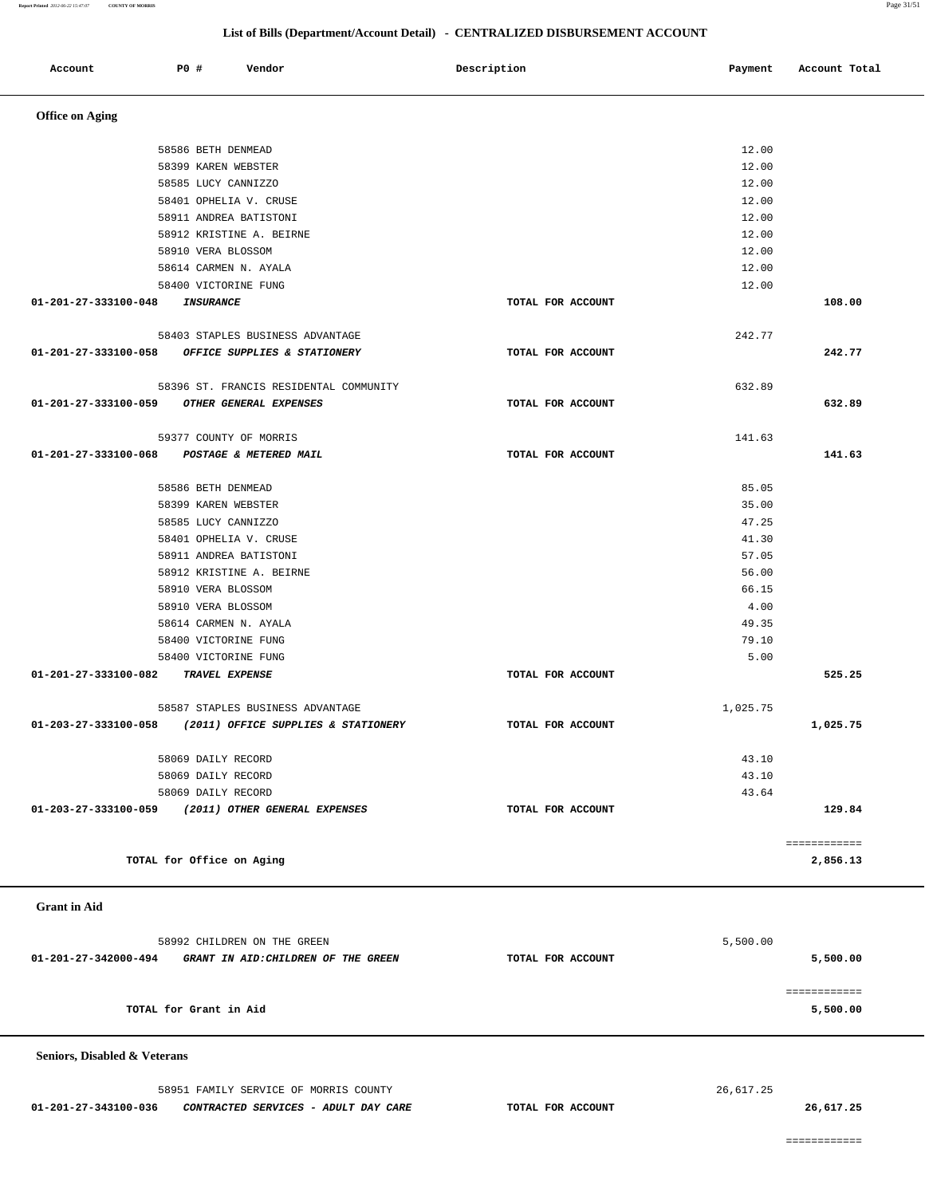## List of Bills (Department/Account Detail) - CENTRALIZED DISBURSEMENT ACCOUNT

| Account | PO # | Vendor | Description | Payment | Account Total |
|---|---|---|---|---|---|
| **Office on Aging** | | | | | |
| | 58586 | BETH DENMEAD | | 12.00 | |
| | 58399 | KAREN WEBSTER | | 12.00 | |
| | 58585 | LUCY CANNIZZO | | 12.00 | |
| | 58401 | OPHELIA V. CRUSE | | 12.00 | |
| | 58911 | ANDREA BATISTONI | | 12.00 | |
| | 58912 | KRISTINE A. BEIRNE | | 12.00 | |
| | 58910 | VERA BLOSSOM | | 12.00 | |
| | 58614 | CARMEN N. AYALA | | 12.00 | |
| | 58400 | VICTORINE FUNG | | 12.00 | |
| **01-201-27-333100-048** | | ***INSURANCE*** | TOTAL FOR ACCOUNT | | **108.00** |
| | 58403 | STAPLES BUSINESS ADVANTAGE | | 242.77 | |
| **01-201-27-333100-058** | | ***OFFICE SUPPLIES & STATIONERY*** | TOTAL FOR ACCOUNT | | **242.77** |
| | 58396 | ST. FRANCIS RESIDENTAL COMMUNITY | | 632.89 | |
| **01-201-27-333100-059** | | ***OTHER GENERAL EXPENSES*** | TOTAL FOR ACCOUNT | | **632.89** |
| | 59377 | COUNTY OF MORRIS | | 141.63 | |
| **01-201-27-333100-068** | | ***POSTAGE & METERED MAIL*** | TOTAL FOR ACCOUNT | | **141.63** |
| | 58586 | BETH DENMEAD | | 85.05 | |
| | 58399 | KAREN WEBSTER | | 35.00 | |
| | 58585 | LUCY CANNIZZO | | 47.25 | |
| | 58401 | OPHELIA V. CRUSE | | 41.30 | |
| | 58911 | ANDREA BATISTONI | | 57.05 | |
| | 58912 | KRISTINE A. BEIRNE | | 56.00 | |
| | 58910 | VERA BLOSSOM | | 66.15 | |
| | 58910 | VERA BLOSSOM | | 4.00 | |
| | 58614 | CARMEN N. AYALA | | 49.35 | |
| | 58400 | VICTORINE FUNG | | 79.10 | |
| | 58400 | VICTORINE FUNG | | 5.00 | |
| **01-201-27-333100-082** | | ***TRAVEL EXPENSE*** | TOTAL FOR ACCOUNT | | **525.25** |
| | 58587 | STAPLES BUSINESS ADVANTAGE | | 1,025.75 | |
| **01-203-27-333100-058** | | ***(2011) OFFICE SUPPLIES & STATIONERY*** | TOTAL FOR ACCOUNT | | **1,025.75** |
| | 58069 | DAILY RECORD | | 43.10 | |
| | 58069 | DAILY RECORD | | 43.10 | |
| | 58069 | DAILY RECORD | | 43.64 | |
| **01-203-27-333100-059** | | ***(2011) OTHER GENERAL EXPENSES*** | TOTAL FOR ACCOUNT | | **129.84** |
| | | | | | ============ |
| | | **TOTAL for Office on Aging** | | | **2,856.13** |
| **Grant in Aid** | | | | | |
| | 58992 | CHILDREN ON THE GREEN | | 5,500.00 | |
| **01-201-27-342000-494** | | ***GRANT IN AID:CHILDREN OF THE GREEN*** | TOTAL FOR ACCOUNT | | **5,500.00** |
| | | | | | ============ |
| | | **TOTAL for Grant in Aid** | | | **5,500.00** |
| **Seniors, Disabled & Veterans** | | | | | |
| | 58951 | FAMILY SERVICE OF MORRIS COUNTY | | 26,617.25 | |
| **01-201-27-343100-036** | | ***CONTRACTED SERVICES - ADULT DAY CARE*** | TOTAL FOR ACCOUNT | | **26,617.25** |
| | | | | | ============ |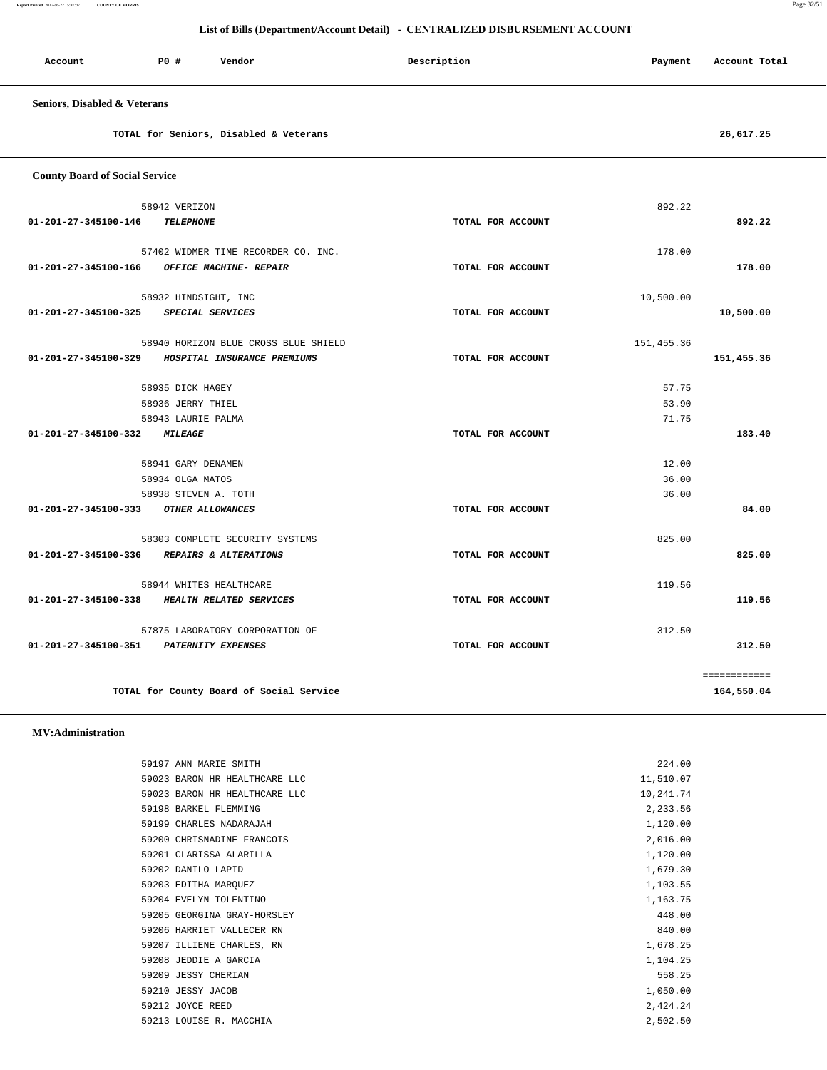## List of Bills (Department/Account Detail) - CENTRALIZED DISBURSEMENT ACCOUNT

| Account | PO # | Vendor | Description | Payment | Account Total |
|---|---|---|---|---|---|

### Seniors, Disabled & Veterans

| | | | | | |
|---|---|---|---|---|---|
| | | TOTAL for Seniors, Disabled & Veterans | | | 26,617.25 |

### County Board of Social Service

| Account | PO # | Vendor | Description | Payment | Account Total |
|---|---|---|---|---|---|
| | 58942 | VERIZON | | 892.22 | |
| 01-201-27-345100-146 | | *TELEPHONE* | TOTAL FOR ACCOUNT | | 892.22 |
| | 57402 | WIDMER TIME RECORDER CO. INC. | | 178.00 | |
| 01-201-27-345100-166 | | *OFFICE MACHINE- REPAIR* | TOTAL FOR ACCOUNT | | 178.00 |
| | 58932 | HINDSIGHT, INC | | 10,500.00 | |
| 01-201-27-345100-325 | | *SPECIAL SERVICES* | TOTAL FOR ACCOUNT | | 10,500.00 |
| | 58940 | HORIZON BLUE CROSS BLUE SHIELD | | 151,455.36 | |
| 01-201-27-345100-329 | | *HOSPITAL INSURANCE PREMIUMS* | TOTAL FOR ACCOUNT | | 151,455.36 |
| | 58935 | DICK HAGEY | | 57.75 | |
| | 58936 | JERRY THIEL | | 53.90 | |
| | 58943 | LAURIE PALMA | | 71.75 | |
| 01-201-27-345100-332 | | *MILEAGE* | TOTAL FOR ACCOUNT | | 183.40 |
| | 58941 | GARY DENAMEN | | 12.00 | |
| | 58934 | OLGA MATOS | | 36.00 | |
| | 58938 | STEVEN A. TOTH | | 36.00 | |
| 01-201-27-345100-333 | | *OTHER ALLOWANCES* | TOTAL FOR ACCOUNT | | 84.00 |
| | 58303 | COMPLETE SECURITY SYSTEMS | | 825.00 | |
| 01-201-27-345100-336 | | *REPAIRS & ALTERATIONS* | TOTAL FOR ACCOUNT | | 825.00 |
| | 58944 | WHITES HEALTHCARE | | 119.56 | |
| 01-201-27-345100-338 | | *HEALTH RELATED SERVICES* | TOTAL FOR ACCOUNT | | 119.56 |
| | 57875 | LABORATORY CORPORATION OF | | 312.50 | |
| 01-201-27-345100-351 | | *PATERNITY EXPENSES* | TOTAL FOR ACCOUNT | | 312.50 |
| | | | | | ============ |
| | | TOTAL for County Board of Social Service | | | 164,550.04 |

### MV:Administration

| Account | PO # | Vendor | Description | Payment | Account Total |
|---|---|---|---|---|---|
| | 59197 | ANN MARIE SMITH | | 224.00 | |
| | 59023 | BARON HR HEALTHCARE LLC | | 11,510.07 | |
| | 59023 | BARON HR HEALTHCARE LLC | | 10,241.74 | |
| | 59198 | BARKEL FLEMMING | | 2,233.56 | |
| | 59199 | CHARLES NADARAJAH | | 1,120.00 | |
| | 59200 | CHRISNADINE FRANCOIS | | 2,016.00 | |
| | 59201 | CLARISSA ALARILLA | | 1,120.00 | |
| | 59202 | DANILO LAPID | | 1,679.30 | |
| | 59203 | EDITHA MARQUEZ | | 1,103.55 | |
| | 59204 | EVELYN TOLENTINO | | 1,163.75 | |
| | 59205 | GEORGINA GRAY-HORSLEY | | 448.00 | |
| | 59206 | HARRIET VALLECER RN | | 840.00 | |
| | 59207 | ILLIENE CHARLES, RN | | 1,678.25 | |
| | 59208 | JEDDIE A GARCIA | | 1,104.25 | |
| | 59209 | JESSY CHERIAN | | 558.25 | |
| | 59210 | JESSY JACOB | | 1,050.00 | |
| | 59212 | JOYCE REED | | 2,424.24 | |
| | 59213 | LOUISE R. MACCHIA | | 2,502.50 | |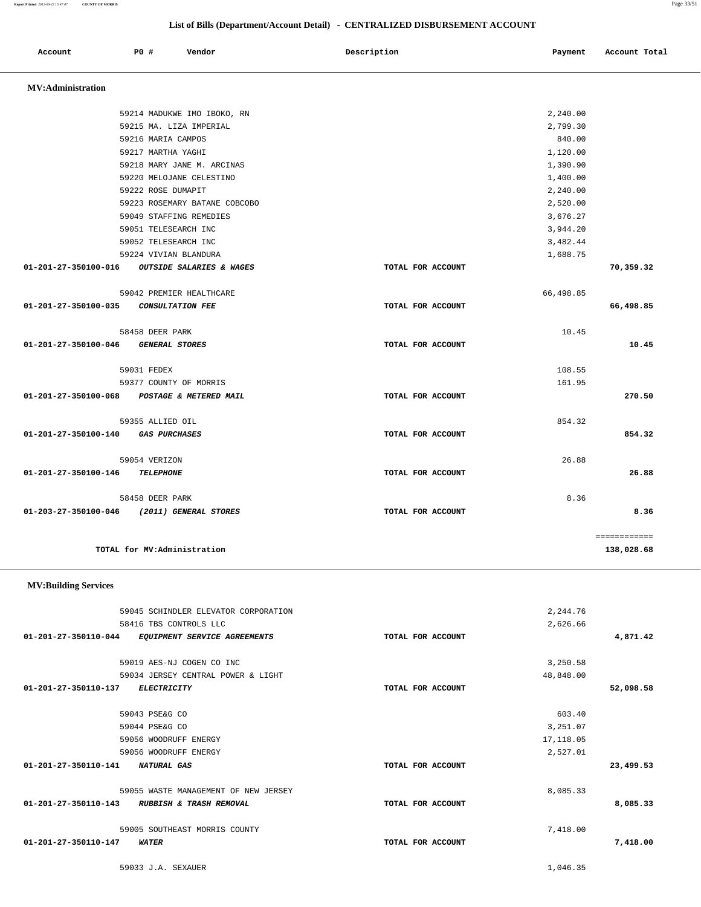## List of Bills (Department/Account Detail) - CENTRALIZED DISBURSEMENT ACCOUNT

| Account | PO # | Vendor | Description | Payment | Account Total |
|---|---|---|---|---|---|

### MV:Administration

| Account | PO # | Vendor | Description | Payment | Account Total |
|---|---|---|---|---|---|
| | 59214 | MADUKWE IMO IBOKO, RN | | 2,240.00 | |
| | 59215 | MA. LIZA IMPERIAL | | 2,799.30 | |
| | 59216 | MARIA CAMPOS | | 840.00 | |
| | 59217 | MARTHA YAGHI | | 1,120.00 | |
| | 59218 | MARY JANE M. ARCINAS | | 1,390.90 | |
| | 59220 | MELOJANE CELESTINO | | 1,400.00 | |
| | 59222 | ROSE DUMAPIT | | 2,240.00 | |
| | 59223 | ROSEMARY BATANE COBCOBO | | 2,520.00 | |
| | 59049 | STAFFING REMEDIES | | 3,676.27 | |
| | 59051 | TELESEARCH INC | | 3,944.20 | |
| | 59052 | TELESEARCH INC | | 3,482.44 | |
| | 59224 | VIVIAN BLANDURA | | 1,688.75 | |
| 01-201-27-350100-016 | | *OUTSIDE SALARIES & WAGES* | TOTAL FOR ACCOUNT | | 70,359.32 |
| | 59042 | PREMIER HEALTHCARE | | 66,498.85 | |
| 01-201-27-350100-035 | | *CONSULTATION FEE* | TOTAL FOR ACCOUNT | | 66,498.85 |
| | 58458 | DEER PARK | | 10.45 | |
| 01-201-27-350100-046 | | *GENERAL STORES* | TOTAL FOR ACCOUNT | | 10.45 |
| | 59031 | FEDEX | | 108.55 | |
| | 59377 | COUNTY OF MORRIS | | 161.95 | |
| 01-201-27-350100-068 | | *POSTAGE & METERED MAIL* | TOTAL FOR ACCOUNT | | 270.50 |
| | 59355 | ALLIED OIL | | 854.32 | |
| 01-201-27-350100-140 | | *GAS PURCHASES* | TOTAL FOR ACCOUNT | | 854.32 |
| | 59054 | VERIZON | | 26.88 | |
| 01-201-27-350100-146 | | *TELEPHONE* | TOTAL FOR ACCOUNT | | 26.88 |
| | 58458 | DEER PARK | | 8.36 | |
| 01-203-27-350100-046 | | *(2011) GENERAL STORES* | TOTAL FOR ACCOUNT | | 8.36 |
| | | | | | ============ |
| TOTAL for MV:Administration | | | | | 138,028.68 |

### MV:Building Services

| Account | PO # | Vendor | Description | Payment | Account Total |
|---|---|---|---|---|---|
| | 59045 | SCHINDLER ELEVATOR CORPORATION | | 2,244.76 | |
| | 58416 | TBS CONTROLS LLC | | 2,626.66 | |
| 01-201-27-350110-044 | | *EQUIPMENT SERVICE AGREEMENTS* | TOTAL FOR ACCOUNT | | 4,871.42 |
| | 59019 | AES-NJ COGEN CO INC | | 3,250.58 | |
| | 59034 | JERSEY CENTRAL POWER & LIGHT | | 48,848.00 | |
| 01-201-27-350110-137 | | *ELECTRICITY* | TOTAL FOR ACCOUNT | | 52,098.58 |
| | 59043 | PSE&G CO | | 603.40 | |
| | 59044 | PSE&G CO | | 3,251.07 | |
| | 59056 | WOODRUFF ENERGY | | 17,118.05 | |
| | 59056 | WOODRUFF ENERGY | | 2,527.01 | |
| 01-201-27-350110-141 | | *NATURAL GAS* | TOTAL FOR ACCOUNT | | 23,499.53 |
| | 59055 | WASTE MANAGEMENT OF NEW JERSEY | | 8,085.33 | |
| 01-201-27-350110-143 | | *RUBBISH & TRASH REMOVAL* | TOTAL FOR ACCOUNT | | 8,085.33 |
| | 59005 | SOUTHEAST MORRIS COUNTY | | 7,418.00 | |
| 01-201-27-350110-147 | | *WATER* | TOTAL FOR ACCOUNT | | 7,418.00 |
| | 59033 | J.A. SEXAUER | | 1,046.35 | |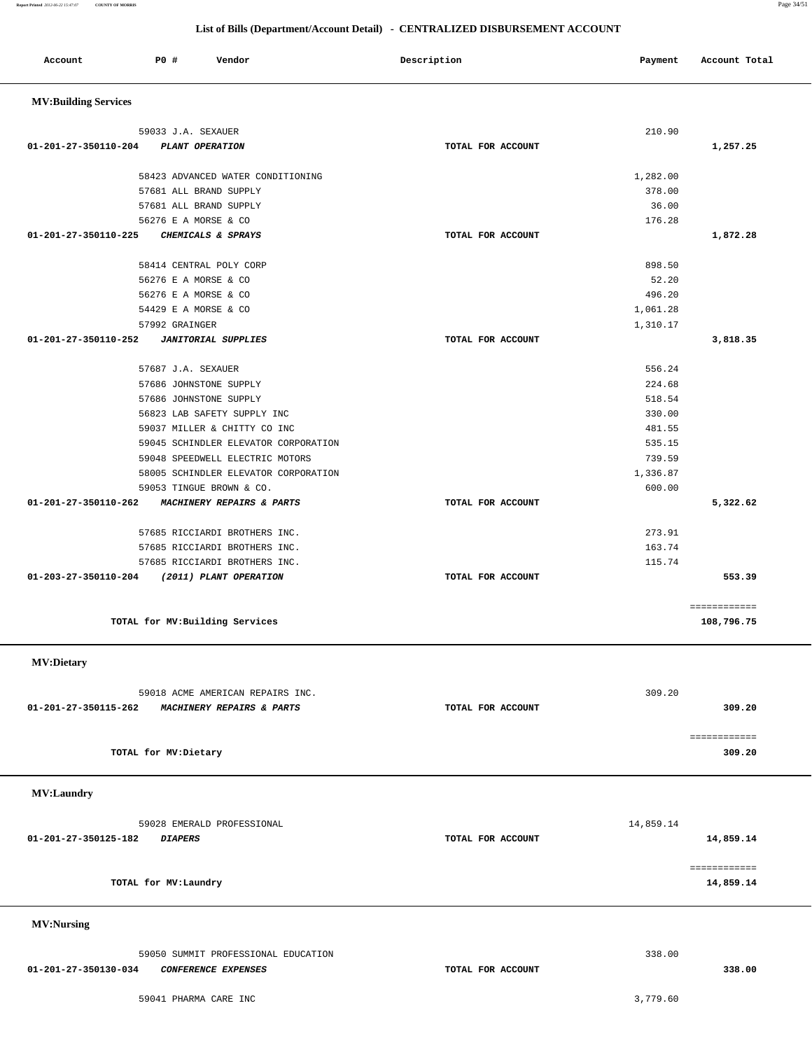## List of Bills (Department/Account Detail) - CENTRALIZED DISBURSEMENT ACCOUNT

| Account | PO # | Vendor | Description | Payment | Account Total |
|---|---|---|---|---|---|

### MV:Building Services

| Account | PO # | Vendor | Description | Payment | Account Total |
|---|---|---|---|---|---|
| | 59033 | J.A. SEXAUER | | 210.90 | |
| 01-201-27-350110-204 | | *PLANT OPERATION* | TOTAL FOR ACCOUNT | | 1,257.25 |
| | 58423 | ADVANCED WATER CONDITIONING | | 1,282.00 | |
| | 57681 | ALL BRAND SUPPLY | | 378.00 | |
| | 57681 | ALL BRAND SUPPLY | | 36.00 | |
| | 56276 | E A MORSE & CO | | 176.28 | |
| 01-201-27-350110-225 | | *CHEMICALS & SPRAYS* | TOTAL FOR ACCOUNT | | 1,872.28 |
| | 58414 | CENTRAL POLY CORP | | 898.50 | |
| | 56276 | E A MORSE & CO | | 52.20 | |
| | 56276 | E A MORSE & CO | | 496.20 | |
| | 54429 | E A MORSE & CO | | 1,061.28 | |
| | 57992 | GRAINGER | | 1,310.17 | |
| 01-201-27-350110-252 | | *JANITORIAL SUPPLIES* | TOTAL FOR ACCOUNT | | 3,818.35 |
| | 57687 | J.A. SEXAUER | | 556.24 | |
| | 57686 | JOHNSTONE SUPPLY | | 224.68 | |
| | 57686 | JOHNSTONE SUPPLY | | 518.54 | |
| | 56823 | LAB SAFETY SUPPLY INC | | 330.00 | |
| | 59037 | MILLER & CHITTY CO INC | | 481.55 | |
| | 59045 | SCHINDLER ELEVATOR CORPORATION | | 535.15 | |
| | 59048 | SPEEDWELL ELECTRIC MOTORS | | 739.59 | |
| | 58005 | SCHINDLER ELEVATOR CORPORATION | | 1,336.87 | |
| | 59053 | TINGUE BROWN & CO. | | 600.00 | |
| 01-201-27-350110-262 | | *MACHINERY REPAIRS & PARTS* | TOTAL FOR ACCOUNT | | 5,322.62 |
| | 57685 | RICCIARDI BROTHERS INC. | | 273.91 | |
| | 57685 | RICCIARDI BROTHERS INC. | | 163.74 | |
| | 57685 | RICCIARDI BROTHERS INC. | | 115.74 | |
| 01-203-27-350110-204 | | *(2011) PLANT OPERATION* | TOTAL FOR ACCOUNT | | 553.39 |
| | | TOTAL for MV:Building Services | | | 108,796.75 |

### MV:Dietary

| Account | PO # | Vendor | Description | Payment | Account Total |
|---|---|---|---|---|---|
| | 59018 | ACME AMERICAN REPAIRS INC. | | 309.20 | |
| 01-201-27-350115-262 | | *MACHINERY REPAIRS & PARTS* | TOTAL FOR ACCOUNT | | 309.20 |
| | | TOTAL for MV:Dietary | | | 309.20 |

### MV:Laundry

| Account | PO # | Vendor | Description | Payment | Account Total |
|---|---|---|---|---|---|
| | 59028 | EMERALD PROFESSIONAL | | 14,859.14 | |
| 01-201-27-350125-182 | | *DIAPERS* | TOTAL FOR ACCOUNT | | 14,859.14 |
| | | TOTAL for MV:Laundry | | | 14,859.14 |

### MV:Nursing

| Account | PO # | Vendor | Description | Payment | Account Total |
|---|---|---|---|---|---|
| | 59050 | SUMMIT PROFESSIONAL EDUCATION | | 338.00 | |
| 01-201-27-350130-034 | | *CONFERENCE EXPENSES* | TOTAL FOR ACCOUNT | | 338.00 |
| | 59041 | PHARMA CARE INC | | 3,779.60 | |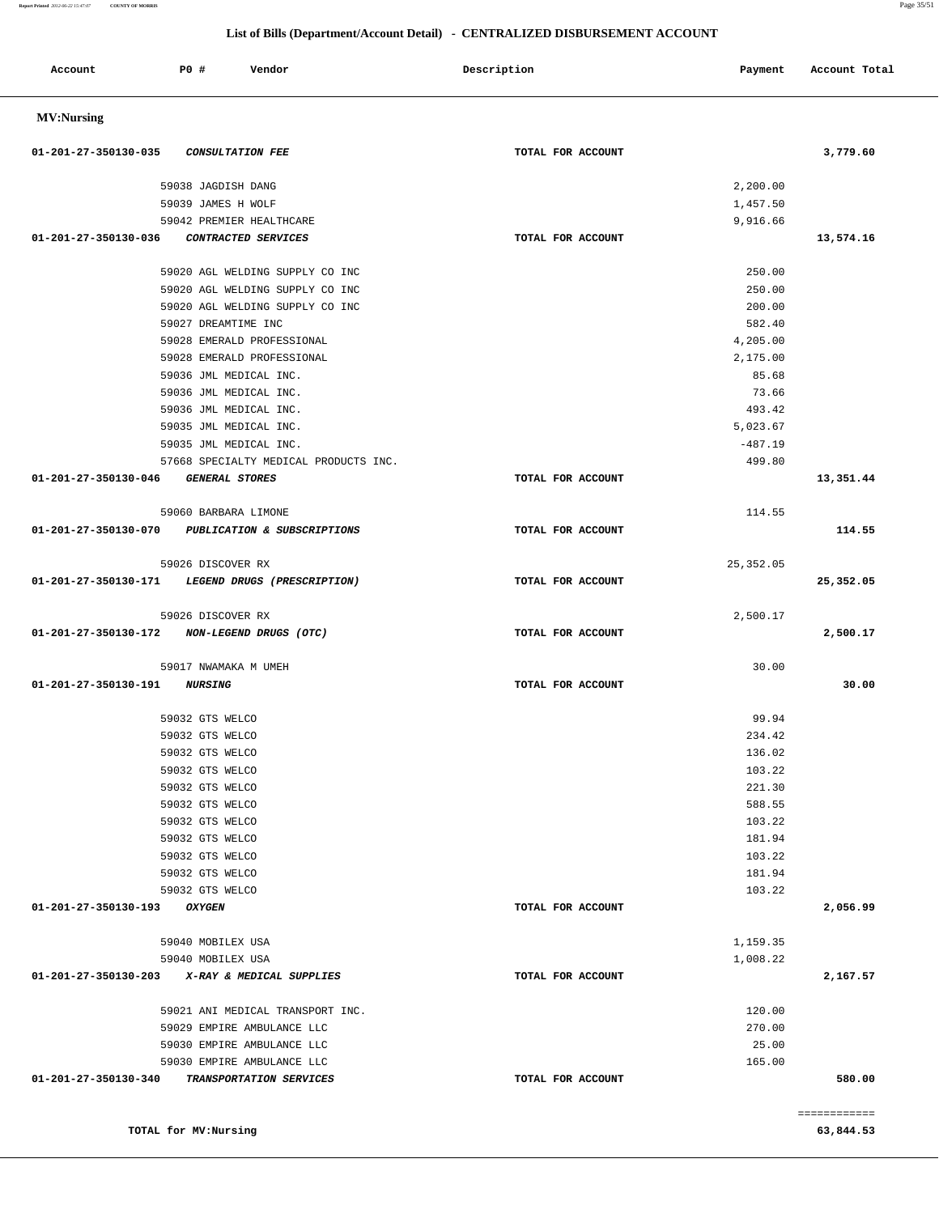## List of Bills (Department/Account Detail) - CENTRALIZED DISBURSEMENT ACCOUNT

| Account | PO # | Vendor | Description | Payment | Account Total |
|---|---|---|---|---|---|

### MV:Nursing

| Account | PO # | Vendor | Description | Payment | Account Total |
|---|---|---|---|---|---|
| 01-201-27-350130-035 | | *CONSULTATION FEE* | TOTAL FOR ACCOUNT | | 3,779.60 |
| | 59038 | JAGDISH DANG | | 2,200.00 | |
| | 59039 | JAMES H WOLF | | 1,457.50 | |
| | 59042 | PREMIER HEALTHCARE | | 9,916.66 | |
| 01-201-27-350130-036 | | *CONTRACTED SERVICES* | TOTAL FOR ACCOUNT | | 13,574.16 |
| | 59020 | AGL WELDING SUPPLY CO INC | | 250.00 | |
| | 59020 | AGL WELDING SUPPLY CO INC | | 250.00 | |
| | 59020 | AGL WELDING SUPPLY CO INC | | 200.00 | |
| | 59027 | DREAMTIME INC | | 582.40 | |
| | 59028 | EMERALD PROFESSIONAL | | 4,205.00 | |
| | 59028 | EMERALD PROFESSIONAL | | 2,175.00 | |
| | 59036 | JML MEDICAL INC. | | 85.68 | |
| | 59036 | JML MEDICAL INC. | | 73.66 | |
| | 59036 | JML MEDICAL INC. | | 493.42 | |
| | 59035 | JML MEDICAL INC. | | 5,023.67 | |
| | 59035 | JML MEDICAL INC. | | -487.19 | |
| | 57668 | SPECIALTY MEDICAL PRODUCTS INC. | | 499.80 | |
| 01-201-27-350130-046 | | *GENERAL STORES* | TOTAL FOR ACCOUNT | | 13,351.44 |
| | 59060 | BARBARA LIMONE | | 114.55 | |
| 01-201-27-350130-070 | | *PUBLICATION & SUBSCRIPTIONS* | TOTAL FOR ACCOUNT | | 114.55 |
| | 59026 | DISCOVER RX | | 25,352.05 | |
| 01-201-27-350130-171 | | *LEGEND DRUGS (PRESCRIPTION)* | TOTAL FOR ACCOUNT | | 25,352.05 |
| | 59026 | DISCOVER RX | | 2,500.17 | |
| 01-201-27-350130-172 | | *NON-LEGEND DRUGS (OTC)* | TOTAL FOR ACCOUNT | | 2,500.17 |
| | 59017 | NWAMAKA M UMEH | | 30.00 | |
| 01-201-27-350130-191 | | *NURSING* | TOTAL FOR ACCOUNT | | 30.00 |
| | 59032 | GTS WELCO | | 99.94 | |
| | 59032 | GTS WELCO | | 234.42 | |
| | 59032 | GTS WELCO | | 136.02 | |
| | 59032 | GTS WELCO | | 103.22 | |
| | 59032 | GTS WELCO | | 221.30 | |
| | 59032 | GTS WELCO | | 588.55 | |
| | 59032 | GTS WELCO | | 103.22 | |
| | 59032 | GTS WELCO | | 181.94 | |
| | 59032 | GTS WELCO | | 103.22 | |
| | 59032 | GTS WELCO | | 181.94 | |
| | 59032 | GTS WELCO | | 103.22 | |
| 01-201-27-350130-193 | | *OXYGEN* | TOTAL FOR ACCOUNT | | 2,056.99 |
| | 59040 | MOBILEX USA | | 1,159.35 | |
| | 59040 | MOBILEX USA | | 1,008.22 | |
| 01-201-27-350130-203 | | *X-RAY & MEDICAL SUPPLIES* | TOTAL FOR ACCOUNT | | 2,167.57 |
| | 59021 | ANI MEDICAL TRANSPORT INC. | | 120.00 | |
| | 59029 | EMPIRE AMBULANCE LLC | | 270.00 | |
| | 59030 | EMPIRE AMBULANCE LLC | | 25.00 | |
| | 59030 | EMPIRE AMBULANCE LLC | | 165.00 | |
| 01-201-27-350130-340 | | *TRANSPORTATION SERVICES* | TOTAL FOR ACCOUNT | | 580.00 |

**TOTAL for MV:Nursing** — **63,844.53**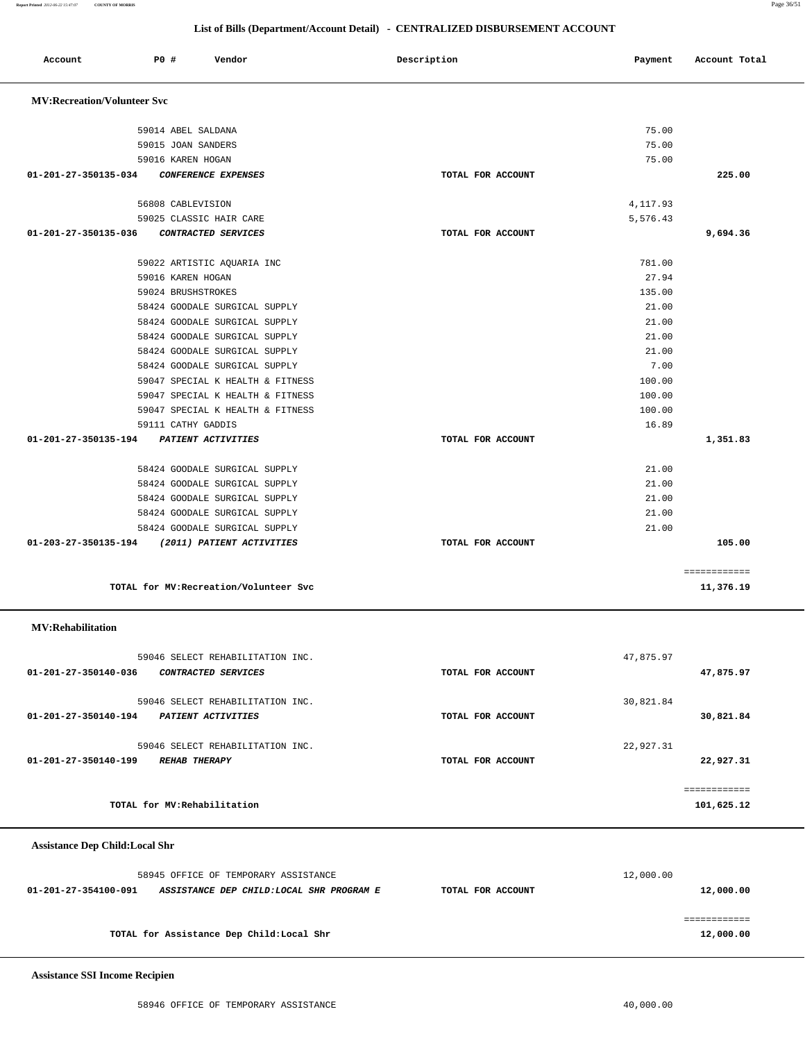## List of Bills (Department/Account Detail) - CENTRALIZED DISBURSEMENT ACCOUNT

| Account | PO # | Vendor | Description | Payment | Account Total |
|---|---|---|---|---|---|

### MV:Recreation/Volunteer Svc

| Account | PO # | Vendor | Description | Payment | Account Total |
|---|---|---|---|---|---|
| | 59014 | ABEL SALDANA | | 75.00 | |
| | 59015 | JOAN SANDERS | | 75.00 | |
| | 59016 | KAREN HOGAN | | 75.00 | |
| 01-201-27-350135-034 | | *CONFERENCE EXPENSES* | TOTAL FOR ACCOUNT | | 225.00 |
| | 56808 | CABLEVISION | | 4,117.93 | |
| | 59025 | CLASSIC HAIR CARE | | 5,576.43 | |
| 01-201-27-350135-036 | | *CONTRACTED SERVICES* | TOTAL FOR ACCOUNT | | 9,694.36 |
| | 59022 | ARTISTIC AQUARIA INC | | 781.00 | |
| | 59016 | KAREN HOGAN | | 27.94 | |
| | 59024 | BRUSHSTROKES | | 135.00 | |
| | 58424 | GOODALE SURGICAL SUPPLY | | 21.00 | |
| | 58424 | GOODALE SURGICAL SUPPLY | | 21.00 | |
| | 58424 | GOODALE SURGICAL SUPPLY | | 21.00 | |
| | 58424 | GOODALE SURGICAL SUPPLY | | 21.00 | |
| | 58424 | GOODALE SURGICAL SUPPLY | | 7.00 | |
| | 59047 | SPECIAL K HEALTH & FITNESS | | 100.00 | |
| | 59047 | SPECIAL K HEALTH & FITNESS | | 100.00 | |
| | 59047 | SPECIAL K HEALTH & FITNESS | | 100.00 | |
| | 59111 | CATHY GADDIS | | 16.89 | |
| 01-201-27-350135-194 | | *PATIENT ACTIVITIES* | TOTAL FOR ACCOUNT | | 1,351.83 |
| | 58424 | GOODALE SURGICAL SUPPLY | | 21.00 | |
| | 58424 | GOODALE SURGICAL SUPPLY | | 21.00 | |
| | 58424 | GOODALE SURGICAL SUPPLY | | 21.00 | |
| | 58424 | GOODALE SURGICAL SUPPLY | | 21.00 | |
| | 58424 | GOODALE SURGICAL SUPPLY | | 21.00 | |
| 01-203-27-350135-194 | | *(2011) PATIENT ACTIVITIES* | TOTAL FOR ACCOUNT | | 105.00 |

TOTAL for MV:Recreation/Volunteer Svc — 11,376.19

### MV:Rehabilitation

| Account | PO # | Vendor | Description | Payment | Account Total |
|---|---|---|---|---|---|
| | 59046 | SELECT REHABILITATION INC. | | 47,875.97 | |
| 01-201-27-350140-036 | | *CONTRACTED SERVICES* | TOTAL FOR ACCOUNT | | 47,875.97 |
| | 59046 | SELECT REHABILITATION INC. | | 30,821.84 | |
| 01-201-27-350140-194 | | *PATIENT ACTIVITIES* | TOTAL FOR ACCOUNT | | 30,821.84 |
| | 59046 | SELECT REHABILITATION INC. | | 22,927.31 | |
| 01-201-27-350140-199 | | *REHAB THERAPY* | TOTAL FOR ACCOUNT | | 22,927.31 |

TOTAL for MV:Rehabilitation — 101,625.12

### Assistance Dep Child:Local Shr

| Account | PO # | Vendor | Description | Payment | Account Total |
|---|---|---|---|---|---|
| | 58945 | OFFICE OF TEMPORARY ASSISTANCE | | 12,000.00 | |
| 01-201-27-354100-091 | | *ASSISTANCE DEP CHILD:LOCAL SHR PROGRAM E* | TOTAL FOR ACCOUNT | | 12,000.00 |

TOTAL for Assistance Dep Child:Local Shr — 12,000.00

### Assistance SSI Income Recipien

| Account | PO # | Vendor | Description | Payment | Account Total |
|---|---|---|---|---|---|
| | 58946 | OFFICE OF TEMPORARY ASSISTANCE | | 40,000.00 | |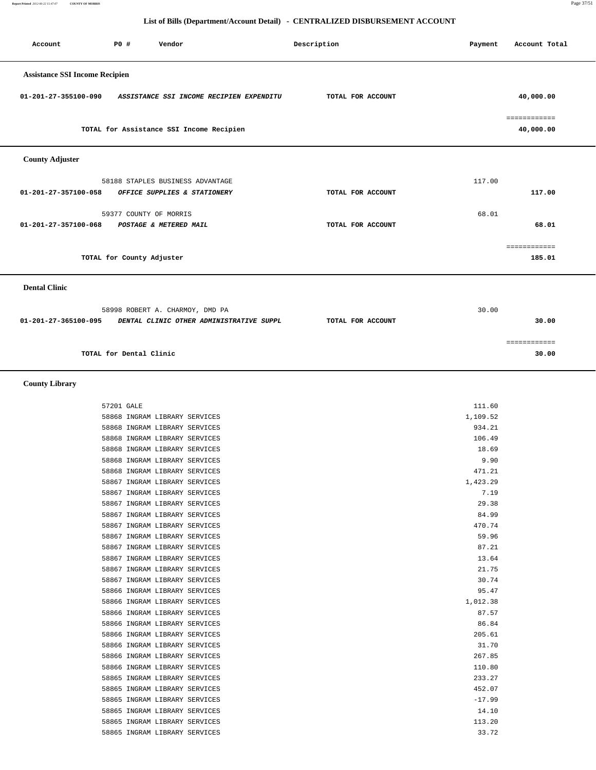# List of Bills (Department/Account Detail) - CENTRALIZED DISBURSEMENT ACCOUNT

| Account | PO # | Vendor | Description | Payment | Account Total |
|---|---|---|---|---|---|

**Assistance SSI Income Recipien**

| Account | PO # | Vendor | Description | Payment | Account Total |
|---|---|---|---|---|---|
| 01-201-27-355100-090 | | *ASSISTANCE SSI INCOME RECIPIEN EXPENDITU* | TOTAL FOR ACCOUNT | | 40,000.00 |
| | | | | | ============ |
| | | TOTAL for Assistance SSI Income Recipien | | | 40,000.00 |

**County Adjuster**

| Account | PO # | Vendor | Description | Payment | Account Total |
|---|---|---|---|---|---|
| | 58188 | STAPLES BUSINESS ADVANTAGE | | 117.00 | |
| 01-201-27-357100-058 | | *OFFICE SUPPLIES & STATIONERY* | TOTAL FOR ACCOUNT | | 117.00 |
| | 59377 | COUNTY OF MORRIS | | 68.01 | |
| 01-201-27-357100-068 | | *POSTAGE & METERED MAIL* | TOTAL FOR ACCOUNT | | 68.01 |
| | | | | | ============ |
| | | TOTAL for County Adjuster | | | 185.01 |

**Dental Clinic**

| Account | PO # | Vendor | Description | Payment | Account Total |
|---|---|---|---|---|---|
| | 58998 | ROBERT A. CHARMOY, DMD PA | | 30.00 | |
| 01-201-27-365100-095 | | *DENTAL CLINIC OTHER ADMINISTRATIVE SUPPL* | TOTAL FOR ACCOUNT | | 30.00 |
| | | | | | ============ |
| | | TOTAL for Dental Clinic | | | 30.00 |

**County Library**

| Account | PO # | Vendor | Description | Payment | Account Total |
|---|---|---|---|---|---|
| | 57201 | GALE | | 111.60 | |
| | 58868 | INGRAM LIBRARY SERVICES | | 1,109.52 | |
| | 58868 | INGRAM LIBRARY SERVICES | | 934.21 | |
| | 58868 | INGRAM LIBRARY SERVICES | | 106.49 | |
| | 58868 | INGRAM LIBRARY SERVICES | | 18.69 | |
| | 58868 | INGRAM LIBRARY SERVICES | | 9.90 | |
| | 58868 | INGRAM LIBRARY SERVICES | | 471.21 | |
| | 58867 | INGRAM LIBRARY SERVICES | | 1,423.29 | |
| | 58867 | INGRAM LIBRARY SERVICES | | 7.19 | |
| | 58867 | INGRAM LIBRARY SERVICES | | 29.38 | |
| | 58867 | INGRAM LIBRARY SERVICES | | 84.99 | |
| | 58867 | INGRAM LIBRARY SERVICES | | 470.74 | |
| | 58867 | INGRAM LIBRARY SERVICES | | 59.96 | |
| | 58867 | INGRAM LIBRARY SERVICES | | 87.21 | |
| | 58867 | INGRAM LIBRARY SERVICES | | 13.64 | |
| | 58867 | INGRAM LIBRARY SERVICES | | 21.75 | |
| | 58867 | INGRAM LIBRARY SERVICES | | 30.74 | |
| | 58866 | INGRAM LIBRARY SERVICES | | 95.47 | |
| | 58866 | INGRAM LIBRARY SERVICES | | 1,012.38 | |
| | 58866 | INGRAM LIBRARY SERVICES | | 87.57 | |
| | 58866 | INGRAM LIBRARY SERVICES | | 86.84 | |
| | 58866 | INGRAM LIBRARY SERVICES | | 205.61 | |
| | 58866 | INGRAM LIBRARY SERVICES | | 31.70 | |
| | 58866 | INGRAM LIBRARY SERVICES | | 267.85 | |
| | 58866 | INGRAM LIBRARY SERVICES | | 110.80 | |
| | 58865 | INGRAM LIBRARY SERVICES | | 233.27 | |
| | 58865 | INGRAM LIBRARY SERVICES | | 452.07 | |
| | 58865 | INGRAM LIBRARY SERVICES | | -17.99 | |
| | 58865 | INGRAM LIBRARY SERVICES | | 14.10 | |
| | 58865 | INGRAM LIBRARY SERVICES | | 113.20 | |
| | 58865 | INGRAM LIBRARY SERVICES | | 33.72 | |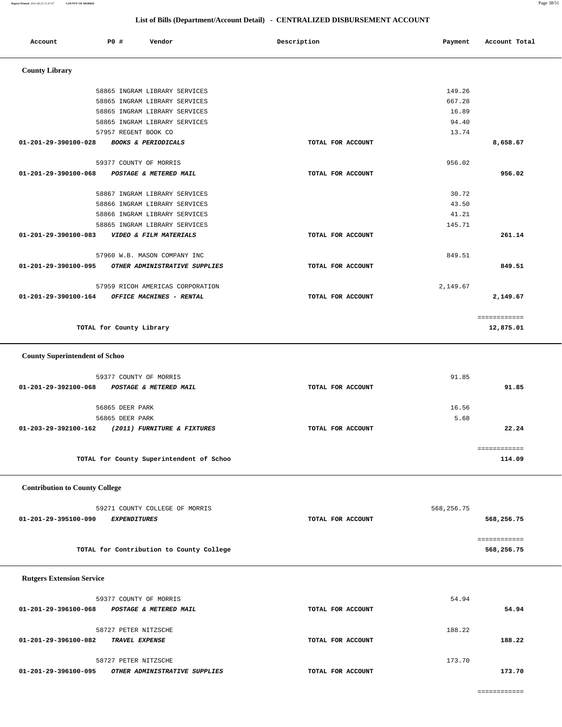## List of Bills (Department/Account Detail) - CENTRALIZED DISBURSEMENT ACCOUNT

| Account | PO # | Vendor | Description | Payment | Account Total |
|---|---|---|---|---|---|

### County Library

| Account | PO # | Vendor | Description | Payment | Account Total |
|---|---|---|---|---|---|
| | 58865 | INGRAM LIBRARY SERVICES | | 149.26 | |
| | 58865 | INGRAM LIBRARY SERVICES | | 667.28 | |
| | 58865 | INGRAM LIBRARY SERVICES | | 16.89 | |
| | 58865 | INGRAM LIBRARY SERVICES | | 94.40 | |
| | 57957 | REGENT BOOK CO | | 13.74 | |
| 01-201-29-390100-028 | | *BOOKS & PERIODICALS* | TOTAL FOR ACCOUNT | | 8,658.67 |
| | 59377 | COUNTY OF MORRIS | | 956.02 | |
| 01-201-29-390100-068 | | *POSTAGE & METERED MAIL* | TOTAL FOR ACCOUNT | | 956.02 |
| | 58867 | INGRAM LIBRARY SERVICES | | 30.72 | |
| | 58866 | INGRAM LIBRARY SERVICES | | 43.50 | |
| | 58866 | INGRAM LIBRARY SERVICES | | 41.21 | |
| | 58865 | INGRAM LIBRARY SERVICES | | 145.71 | |
| 01-201-29-390100-083 | | *VIDEO & FILM MATERIALS* | TOTAL FOR ACCOUNT | | 261.14 |
| | 57960 | W.B. MASON COMPANY INC | | 849.51 | |
| 01-201-29-390100-095 | | *OTHER ADMINISTRATIVE SUPPLIES* | TOTAL FOR ACCOUNT | | 849.51 |
| | 57959 | RICOH AMERICAS CORPORATION | | 2,149.67 | |
| 01-201-29-390100-164 | | *OFFICE MACHINES - RENTAL* | TOTAL FOR ACCOUNT | | 2,149.67 |
| | | TOTAL for County Library | | | 12,875.01 |

### County Superintendent of Schoo

| Account | PO # | Vendor | Description | Payment | Account Total |
|---|---|---|---|---|---|
| | 59377 | COUNTY OF MORRIS | | 91.85 | |
| 01-201-29-392100-068 | | *POSTAGE & METERED MAIL* | TOTAL FOR ACCOUNT | | 91.85 |
| | 56865 | DEER PARK | | 16.56 | |
| | 56865 | DEER PARK | | 5.68 | |
| 01-203-29-392100-162 | | *(2011) FURNITURE & FIXTURES* | TOTAL FOR ACCOUNT | | 22.24 |
| | | TOTAL for County Superintendent of Schoo | | | 114.09 |

### Contribution to County College

| Account | PO # | Vendor | Description | Payment | Account Total |
|---|---|---|---|---|---|
| | 59271 | COUNTY COLLEGE OF MORRIS | | 568,256.75 | |
| 01-201-29-395100-090 | | *EXPENDITURES* | TOTAL FOR ACCOUNT | | 568,256.75 |
| | | TOTAL for Contribution to County College | | | 568,256.75 |

### Rutgers Extension Service

| Account | PO # | Vendor | Description | Payment | Account Total |
|---|---|---|---|---|---|
| | 59377 | COUNTY OF MORRIS | | 54.94 | |
| 01-201-29-396100-068 | | *POSTAGE & METERED MAIL* | TOTAL FOR ACCOUNT | | 54.94 |
| | 58727 | PETER NITZSCHE | | 188.22 | |
| 01-201-29-396100-082 | | *TRAVEL EXPENSE* | TOTAL FOR ACCOUNT | | 188.22 |
| | 58727 | PETER NITZSCHE | | 173.70 | |
| 01-201-29-396100-095 | | *OTHER ADMINISTRATIVE SUPPLIES* | TOTAL FOR ACCOUNT | | 173.70 |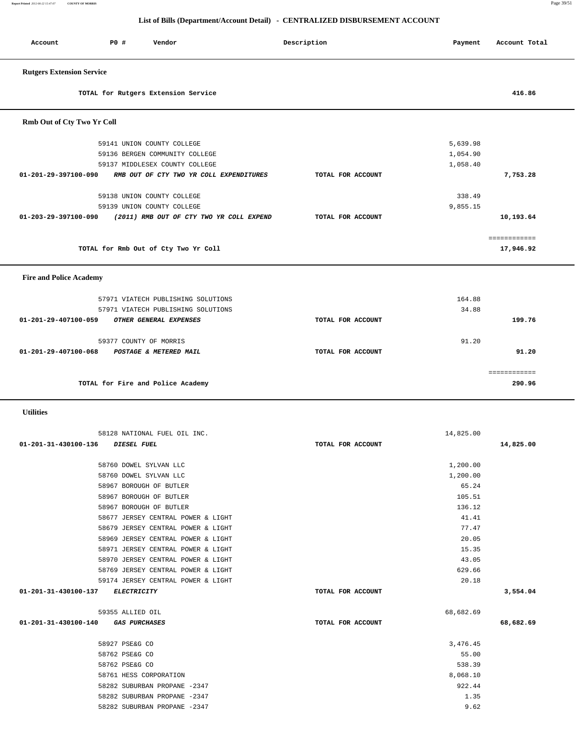## List of Bills (Department/Account Detail) - CENTRALIZED DISBURSEMENT ACCOUNT

| Account | PO # | Vendor | Description | Payment | Account Total |
|---|---|---|---|---|---|

**Rutgers Extension Service**

| | | | |
|---|---|---|---|
| TOTAL for Rutgers Extension Service | | | 416.86 |

**Rmb Out of Cty Two Yr Coll**

| Account | PO # / Vendor | Description | Payment | Account Total |
|---|---|---|---|---|
| | 59141 UNION COUNTY COLLEGE | | 5,639.98 | |
| | 59136 BERGEN COMMUNITY COLLEGE | | 1,054.90 | |
| | 59137 MIDDLESEX COUNTY COLLEGE | | 1,058.40 | |
| 01-201-29-397100-090 | *RMB OUT OF CTY TWO YR COLL EXPENDITURES* | TOTAL FOR ACCOUNT | | 7,753.28 |
| | 59138 UNION COUNTY COLLEGE | | 338.49 | |
| | 59139 UNION COUNTY COLLEGE | | 9,855.15 | |
| 01-203-29-397100-090 | *(2011) RMB OUT OF CTY TWO YR COLL EXPEND* | TOTAL FOR ACCOUNT | | 10,193.64 |
| | TOTAL for Rmb Out of Cty Two Yr Coll | | | 17,946.92 |

**Fire and Police Academy**

| Account | PO # / Vendor | Description | Payment | Account Total |
|---|---|---|---|---|
| | 57971 VIATECH PUBLISHING SOLUTIONS | | 164.88 | |
| | 57971 VIATECH PUBLISHING SOLUTIONS | | 34.88 | |
| 01-201-29-407100-059 | *OTHER GENERAL EXPENSES* | TOTAL FOR ACCOUNT | | 199.76 |
| | 59377 COUNTY OF MORRIS | | 91.20 | |
| 01-201-29-407100-068 | *POSTAGE & METERED MAIL* | TOTAL FOR ACCOUNT | | 91.20 |
| | TOTAL for Fire and Police Academy | | | 290.96 |

**Utilities**

| Account | PO # / Vendor | Description | Payment | Account Total |
|---|---|---|---|---|
| | 58128 NATIONAL FUEL OIL INC. | | 14,825.00 | |
| 01-201-31-430100-136 | *DIESEL FUEL* | TOTAL FOR ACCOUNT | | 14,825.00 |
| | 58760 DOWEL SYLVAN LLC | | 1,200.00 | |
| | 58760 DOWEL SYLVAN LLC | | 1,200.00 | |
| | 58967 BOROUGH OF BUTLER | | 65.24 | |
| | 58967 BOROUGH OF BUTLER | | 105.51 | |
| | 58967 BOROUGH OF BUTLER | | 136.12 | |
| | 58677 JERSEY CENTRAL POWER & LIGHT | | 41.41 | |
| | 58679 JERSEY CENTRAL POWER & LIGHT | | 77.47 | |
| | 58969 JERSEY CENTRAL POWER & LIGHT | | 20.05 | |
| | 58971 JERSEY CENTRAL POWER & LIGHT | | 15.35 | |
| | 58970 JERSEY CENTRAL POWER & LIGHT | | 43.05 | |
| | 58769 JERSEY CENTRAL POWER & LIGHT | | 629.66 | |
| | 59174 JERSEY CENTRAL POWER & LIGHT | | 20.18 | |
| 01-201-31-430100-137 | *ELECTRICITY* | TOTAL FOR ACCOUNT | | 3,554.04 |
| | 59355 ALLIED OIL | | 68,682.69 | |
| 01-201-31-430100-140 | *GAS PURCHASES* | TOTAL FOR ACCOUNT | | 68,682.69 |
| | 58927 PSE&G CO | | 3,476.45 | |
| | 58762 PSE&G CO | | 55.00 | |
| | 58762 PSE&G CO | | 538.39 | |
| | 58761 HESS CORPORATION | | 8,068.10 | |
| | 58282 SUBURBAN PROPANE -2347 | | 922.44 | |
| | 58282 SUBURBAN PROPANE -2347 | | 1.35 | |
| | 58282 SUBURBAN PROPANE -2347 | | 9.62 | |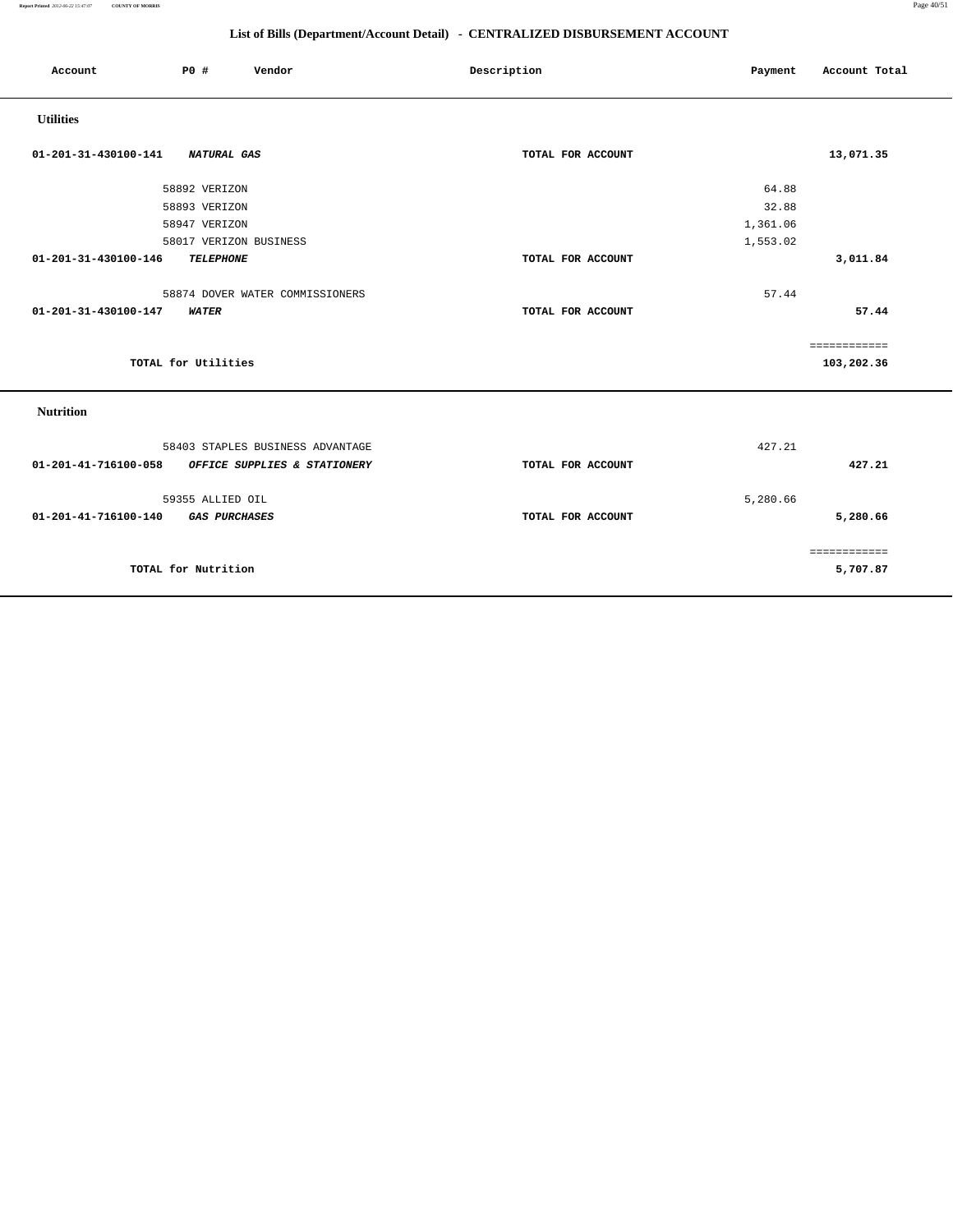## List of Bills (Department/Account Detail) - CENTRALIZED DISBURSEMENT ACCOUNT

| Account | PO # Vendor | Description | Payment | Account Total |
|---|---|---|---|---|
| **Utilities** | | | | |
| 01-201-31-430100-141 | *NATURAL GAS* | TOTAL FOR ACCOUNT | | 13,071.35 |
| | 58892 VERIZON | | 64.88 | |
| | 58893 VERIZON | | 32.88 | |
| | 58947 VERIZON | | 1,361.06 | |
| | 58017 VERIZON BUSINESS | | 1,553.02 | |
| 01-201-31-430100-146 | *TELEPHONE* | TOTAL FOR ACCOUNT | | 3,011.84 |
| | 58874 DOVER WATER COMMISSIONERS | | 57.44 | |
| 01-201-31-430100-147 | *WATER* | TOTAL FOR ACCOUNT | | 57.44 |
| | | | | ============ |
| | TOTAL for Utilities | | | 103,202.36 |
| **Nutrition** | | | | |
| | 58403 STAPLES BUSINESS ADVANTAGE | | 427.21 | |
| 01-201-41-716100-058 | *OFFICE SUPPLIES & STATIONERY* | TOTAL FOR ACCOUNT | | 427.21 |
| | 59355 ALLIED OIL | | 5,280.66 | |
| 01-201-41-716100-140 | *GAS PURCHASES* | TOTAL FOR ACCOUNT | | 5,280.66 |
| | | | | ============ |
| | TOTAL for Nutrition | | | 5,707.87 |